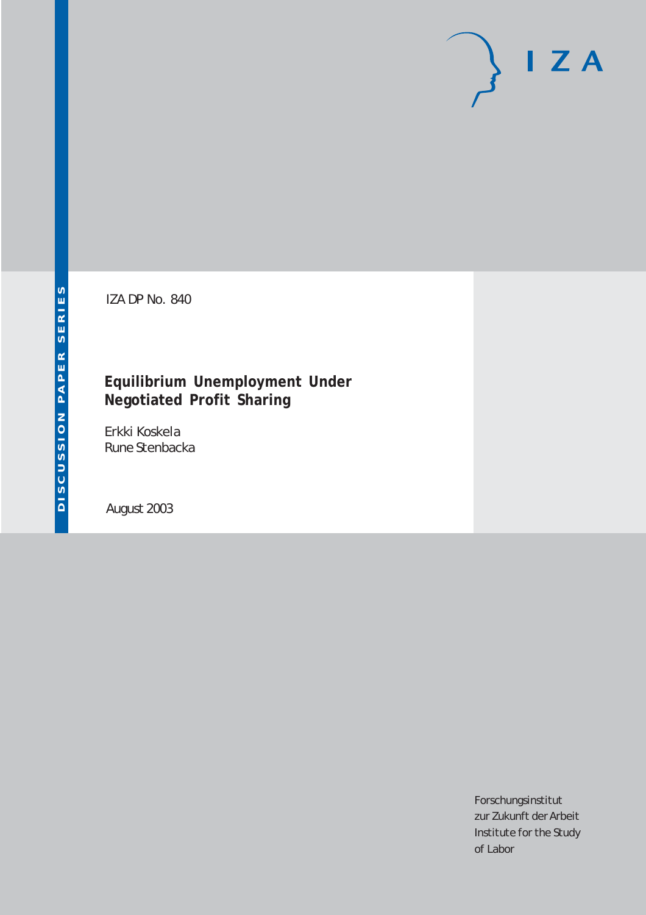IZA

DISCUSSION PAPER SERIES

IZA DP No. 840

# Equilibrium Unemployment Under Negotiated Profit Sharing

Erkki Koskela
Rune Stenbacka

August 2003

Forschungsinstitut
zur Zukunft der Arbeit
Institute for the Study
of Labor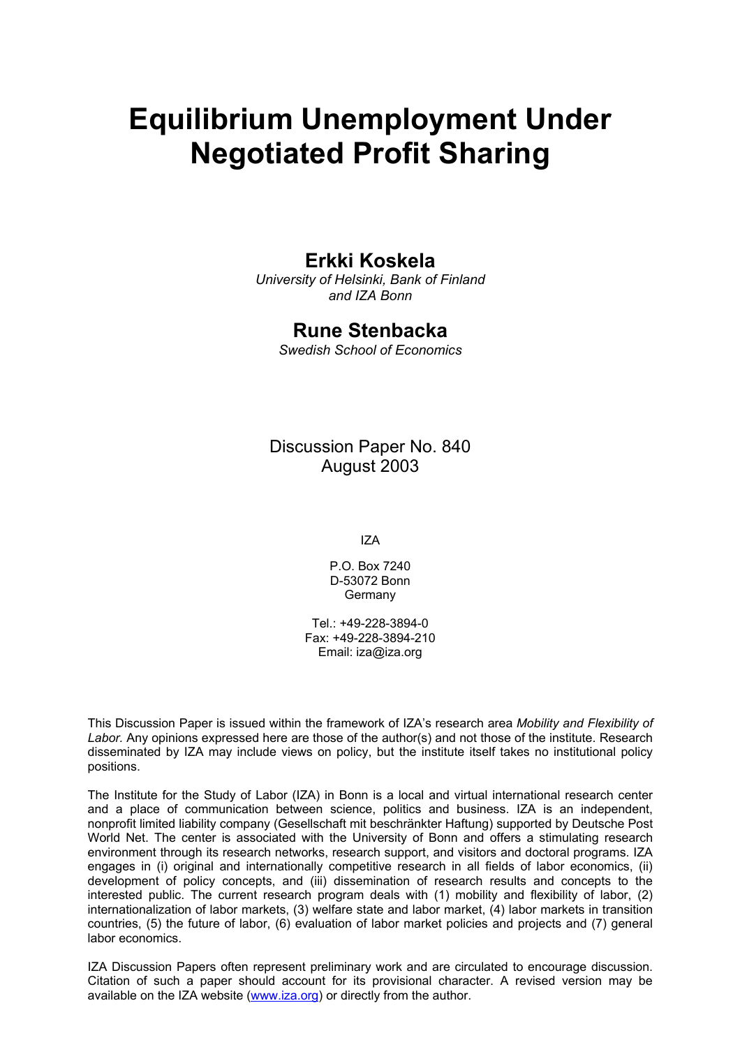# Equilibrium Unemployment Under Negotiated Profit Sharing

## Erkki Koskela

*University of Helsinki, Bank of Finland and IZA Bonn*

## Rune Stenbacka

*Swedish School of Economics*

Discussion Paper No. 840
August 2003

IZA

P.O. Box 7240
D-53072 Bonn
Germany

Tel.: +49-228-3894-0
Fax: +49-228-3894-210
Email: iza@iza.org

This Discussion Paper is issued within the framework of IZA's research area *Mobility and Flexibility of Labor.* Any opinions expressed here are those of the author(s) and not those of the institute. Research disseminated by IZA may include views on policy, but the institute itself takes no institutional policy positions.

The Institute for the Study of Labor (IZA) in Bonn is a local and virtual international research center and a place of communication between science, politics and business. IZA is an independent, nonprofit limited liability company (Gesellschaft mit beschränkter Haftung) supported by Deutsche Post World Net. The center is associated with the University of Bonn and offers a stimulating research environment through its research networks, research support, and visitors and doctoral programs. IZA engages in (i) original and internationally competitive research in all fields of labor economics, (ii) development of policy concepts, and (iii) dissemination of research results and concepts to the interested public. The current research program deals with (1) mobility and flexibility of labor, (2) internationalization of labor markets, (3) welfare state and labor market, (4) labor markets in transition countries, (5) the future of labor, (6) evaluation of labor market policies and projects and (7) general labor economics.

IZA Discussion Papers often represent preliminary work and are circulated to encourage discussion. Citation of such a paper should account for its provisional character. A revised version may be available on the IZA website (www.iza.org) or directly from the author.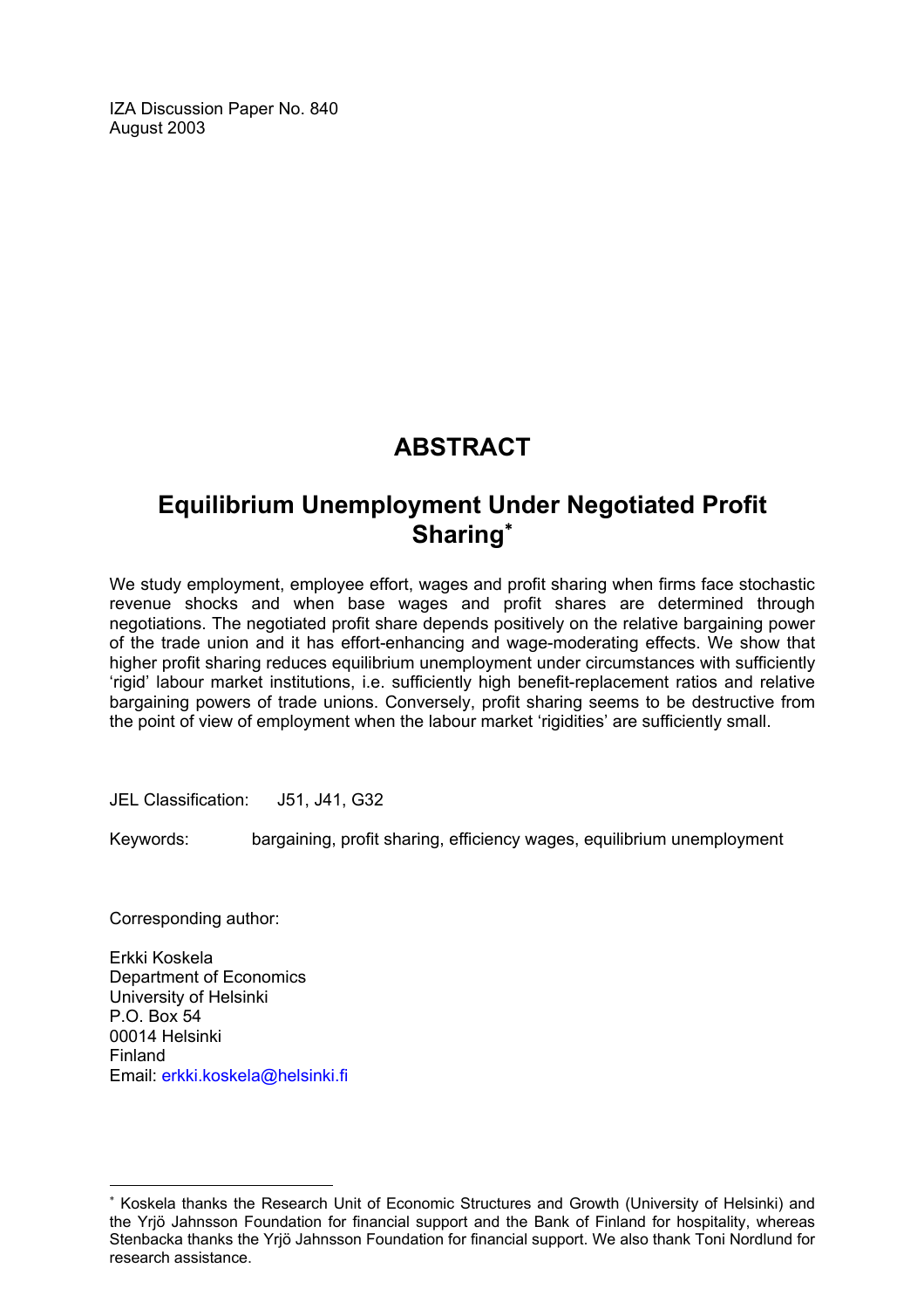IZA Discussion Paper No. 840
August 2003

# ABSTRACT

## Equilibrium Unemployment Under Negotiated Profit Sharing*

We study employment, employee effort, wages and profit sharing when firms face stochastic revenue shocks and when base wages and profit shares are determined through negotiations. The negotiated profit share depends positively on the relative bargaining power of the trade union and it has effort-enhancing and wage-moderating effects. We show that higher profit sharing reduces equilibrium unemployment under circumstances with sufficiently 'rigid' labour market institutions, i.e. sufficiently high benefit-replacement ratios and relative bargaining powers of trade unions. Conversely, profit sharing seems to be destructive from the point of view of employment when the labour market 'rigidities' are sufficiently small.

JEL Classification: J51, J41, G32

Keywords: bargaining, profit sharing, efficiency wages, equilibrium unemployment

Corresponding author:

Erkki Koskela
Department of Economics
University of Helsinki
P.O. Box 54
00014 Helsinki
Finland
Email: erkki.koskela@helsinki.fi

---

* Koskela thanks the Research Unit of Economic Structures and Growth (University of Helsinki) and the Yrjö Jahnsson Foundation for financial support and the Bank of Finland for hospitality, whereas Stenbacka thanks the Yrjö Jahnsson Foundation for financial support. We also thank Toni Nordlund for research assistance.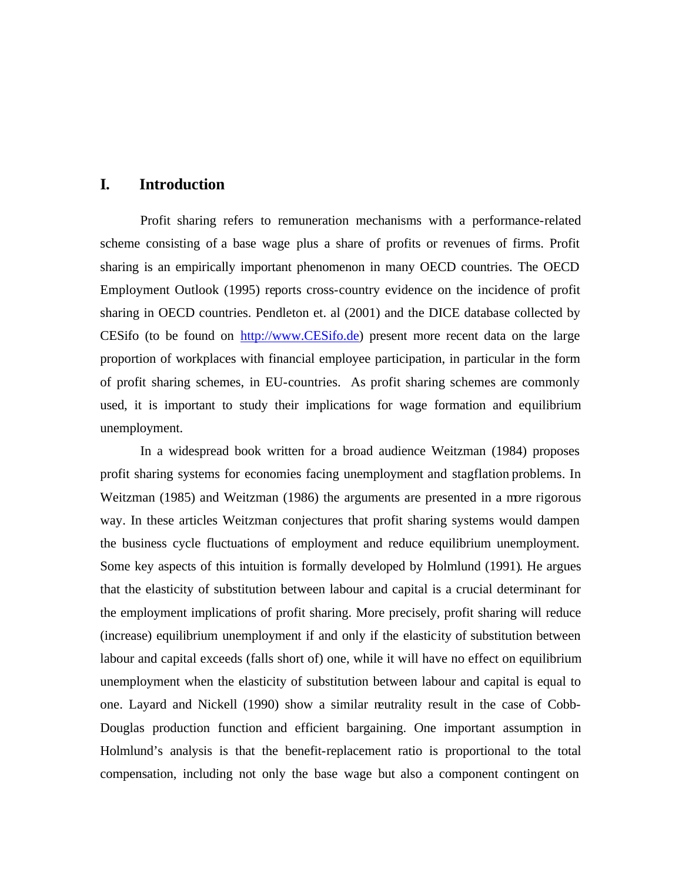## I. Introduction

Profit sharing refers to remuneration mechanisms with a performance-related scheme consisting of a base wage plus a share of profits or revenues of firms. Profit sharing is an empirically important phenomenon in many OECD countries. The OECD Employment Outlook (1995) reports cross-country evidence on the incidence of profit sharing in OECD countries. Pendleton et. al (2001) and the DICE database collected by CESifo (to be found on http://www.CESifo.de) present more recent data on the large proportion of workplaces with financial employee participation, in particular in the form of profit sharing schemes, in EU-countries. As profit sharing schemes are commonly used, it is important to study their implications for wage formation and equilibrium unemployment.

In a widespread book written for a broad audience Weitzman (1984) proposes profit sharing systems for economies facing unemployment and stagflation problems. In Weitzman (1985) and Weitzman (1986) the arguments are presented in a more rigorous way. In these articles Weitzman conjectures that profit sharing systems would dampen the business cycle fluctuations of employment and reduce equilibrium unemployment. Some key aspects of this intuition is formally developed by Holmlund (1991). He argues that the elasticity of substitution between labour and capital is a crucial determinant for the employment implications of profit sharing. More precisely, profit sharing will reduce (increase) equilibrium unemployment if and only if the elasticity of substitution between labour and capital exceeds (falls short of) one, while it will have no effect on equilibrium unemployment when the elasticity of substitution between labour and capital is equal to one. Layard and Nickell (1990) show a similar neutrality result in the case of Cobb-Douglas production function and efficient bargaining. One important assumption in Holmlund's analysis is that the benefit-replacement ratio is proportional to the total compensation, including not only the base wage but also a component contingent on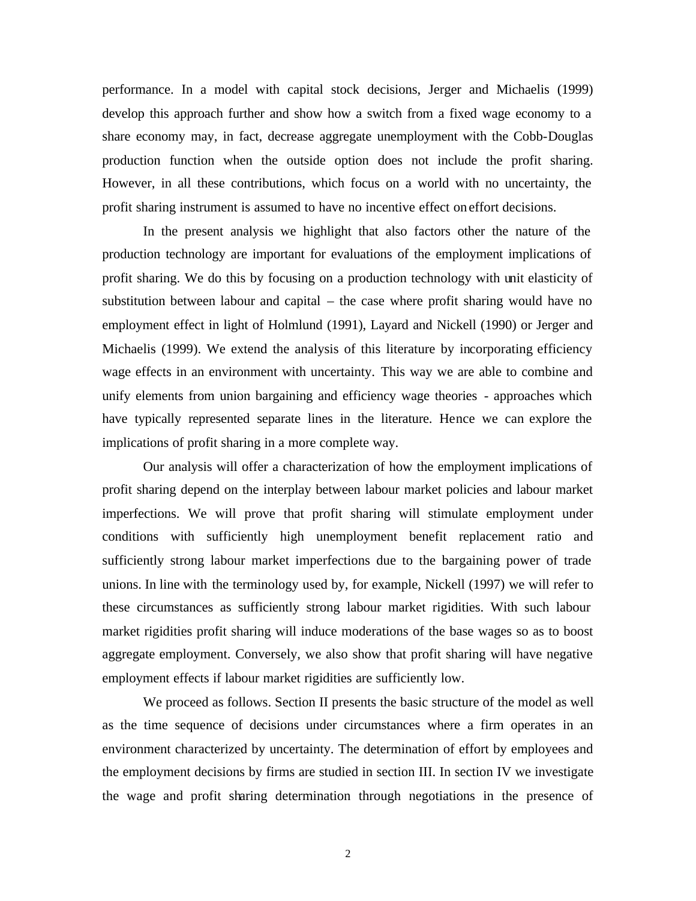performance. In a model with capital stock decisions, Jerger and Michaelis (1999) develop this approach further and show how a switch from a fixed wage economy to a share economy may, in fact, decrease aggregate unemployment with the Cobb-Douglas production function when the outside option does not include the profit sharing. However, in all these contributions, which focus on a world with no uncertainty, the profit sharing instrument is assumed to have no incentive effect on effort decisions.

In the present analysis we highlight that also factors other the nature of the production technology are important for evaluations of the employment implications of profit sharing. We do this by focusing on a production technology with unit elasticity of substitution between labour and capital – the case where profit sharing would have no employment effect in light of Holmlund (1991), Layard and Nickell (1990) or Jerger and Michaelis (1999). We extend the analysis of this literature by incorporating efficiency wage effects in an environment with uncertainty. This way we are able to combine and unify elements from union bargaining and efficiency wage theories - approaches which have typically represented separate lines in the literature. Hence we can explore the implications of profit sharing in a more complete way.

Our analysis will offer a characterization of how the employment implications of profit sharing depend on the interplay between labour market policies and labour market imperfections. We will prove that profit sharing will stimulate employment under conditions with sufficiently high unemployment benefit replacement ratio and sufficiently strong labour market imperfections due to the bargaining power of trade unions. In line with the terminology used by, for example, Nickell (1997) we will refer to these circumstances as sufficiently strong labour market rigidities. With such labour market rigidities profit sharing will induce moderations of the base wages so as to boost aggregate employment. Conversely, we also show that profit sharing will have negative employment effects if labour market rigidities are sufficiently low.

We proceed as follows. Section II presents the basic structure of the model as well as the time sequence of decisions under circumstances where a firm operates in an environment characterized by uncertainty. The determination of effort by employees and the employment decisions by firms are studied in section III. In section IV we investigate the wage and profit sharing determination through negotiations in the presence of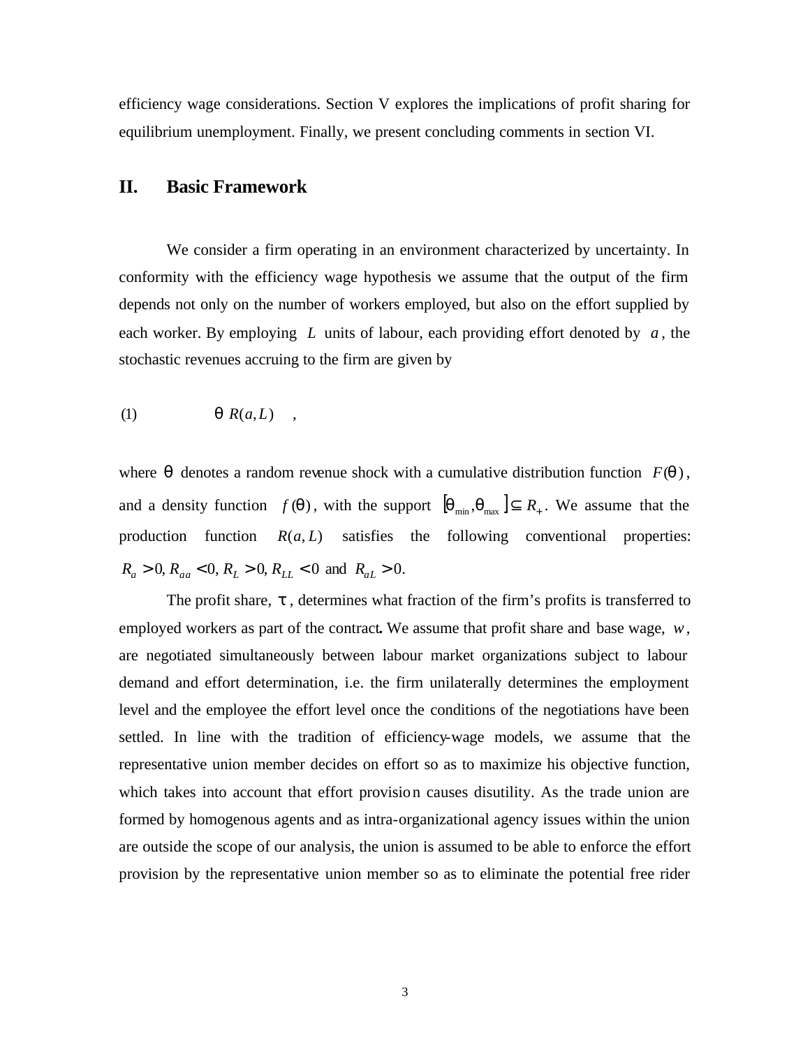efficiency wage considerations. Section V explores the implications of profit sharing for equilibrium unemployment. Finally, we present concluding comments in section VI.

## II. Basic Framework

We consider a firm operating in an environment characterized by uncertainty. In conformity with the efficiency wage hypothesis we assume that the output of the firm depends not only on the number of workers employed, but also on the effort supplied by each worker. By employing $L$ units of labour, each providing effort denoted by $a$, the stochastic revenues accruing to the firm are given by

$$\text{(1)} \qquad \theta\, R(a, L) \quad ,$$

where $\theta$ denotes a random revenue shock with a cumulative distribution function $F(\theta)$, and a density function $f(\theta)$, with the support $[\theta_{min}, \theta_{max}] \subseteq R_{+}$. We assume that the production function $R(a, L)$ satisfies the following conventional properties: $R_a > 0, R_{aa} < 0, R_L > 0, R_{LL} < 0$ and $R_{aL} > 0$.

The profit share, $\tau$, determines what fraction of the firm's profits is transferred to employed workers as part of the contract. We assume that profit share and base wage, $w$, are negotiated simultaneously between labour market organizations subject to labour demand and effort determination, i.e. the firm unilaterally determines the employment level and the employee the effort level once the conditions of the negotiations have been settled. In line with the tradition of efficiency-wage models, we assume that the representative union member decides on effort so as to maximize his objective function, which takes into account that effort provision causes disutility. As the trade union are formed by homogenous agents and as intra-organizational agency issues within the union are outside the scope of our analysis, the union is assumed to be able to enforce the effort provision by the representative union member so as to eliminate the potential free rider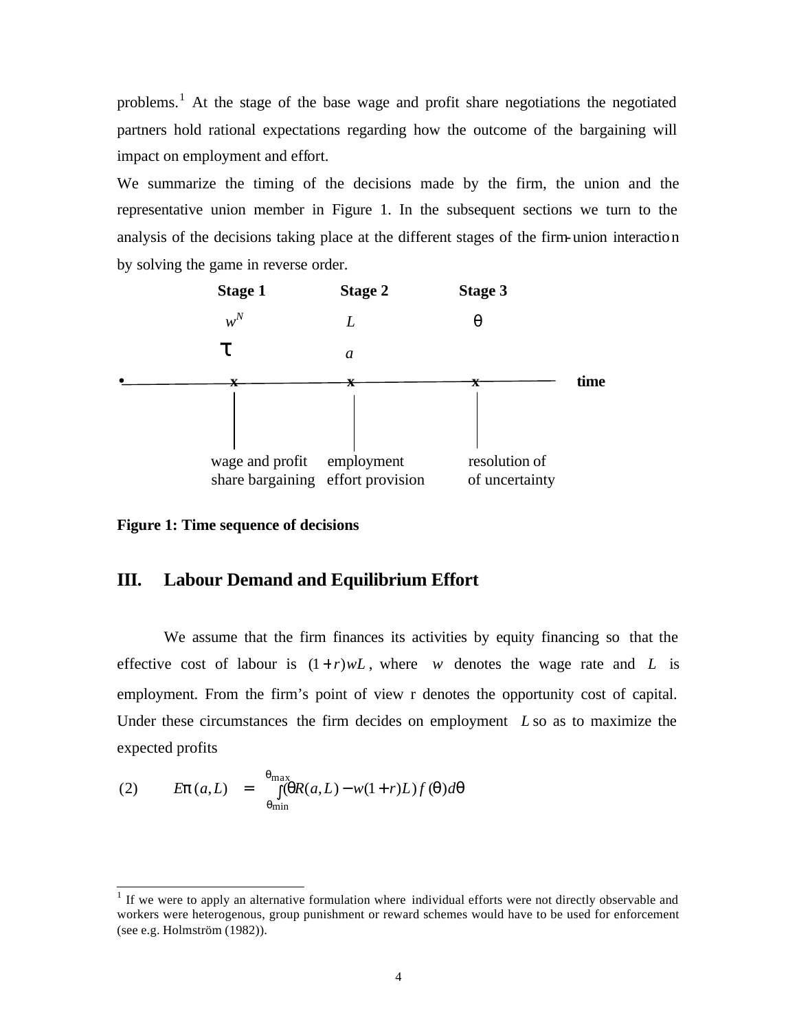problems.[1] At the stage of the base wage and profit share negotiations the negotiated partners hold rational expectations regarding how the outcome of the bargaining will impact on employment and effort.

We summarize the timing of the decisions made by the firm, the union and the representative union member in Figure 1. In the subsequent sections we turn to the analysis of the decisions taking place at the different stages of the firm-union interaction by solving the game in reverse order.

| | Stage 1 | Stage 2 | Stage 3 | |
|---|---|---|---|---|
| | $w^N$ | $L$ | $\theta$ | |
| | $\tau$ | $a$ | | |
| • | x | x | x | time |
| | wage and profit share bargaining | employment effort provision | resolution of of uncertainty | |

**Figure 1: Time sequence of decisions**

## III. Labour Demand and Equilibrium Effort

We assume that the firm finances its activities by equity financing so that the effective cost of labour is $(1+r)wL$, where $w$ denotes the wage rate and $L$ is employment. From the firm's point of view r denotes the opportunity cost of capital. Under these circumstances the firm decides on employment $L$ so as to maximize the expected profits

$$
(2) \qquad E\pi(a,L) = \int_{\theta_{\min}}^{\theta_{\max}} (\theta R(a,L) - w(1+r)L) f(\theta) d\theta
$$

[1] If we were to apply an alternative formulation where individual efforts were not directly observable and workers were heterogenous, group punishment or reward schemes would have to be used for enforcement (see e.g. Holmström (1982)).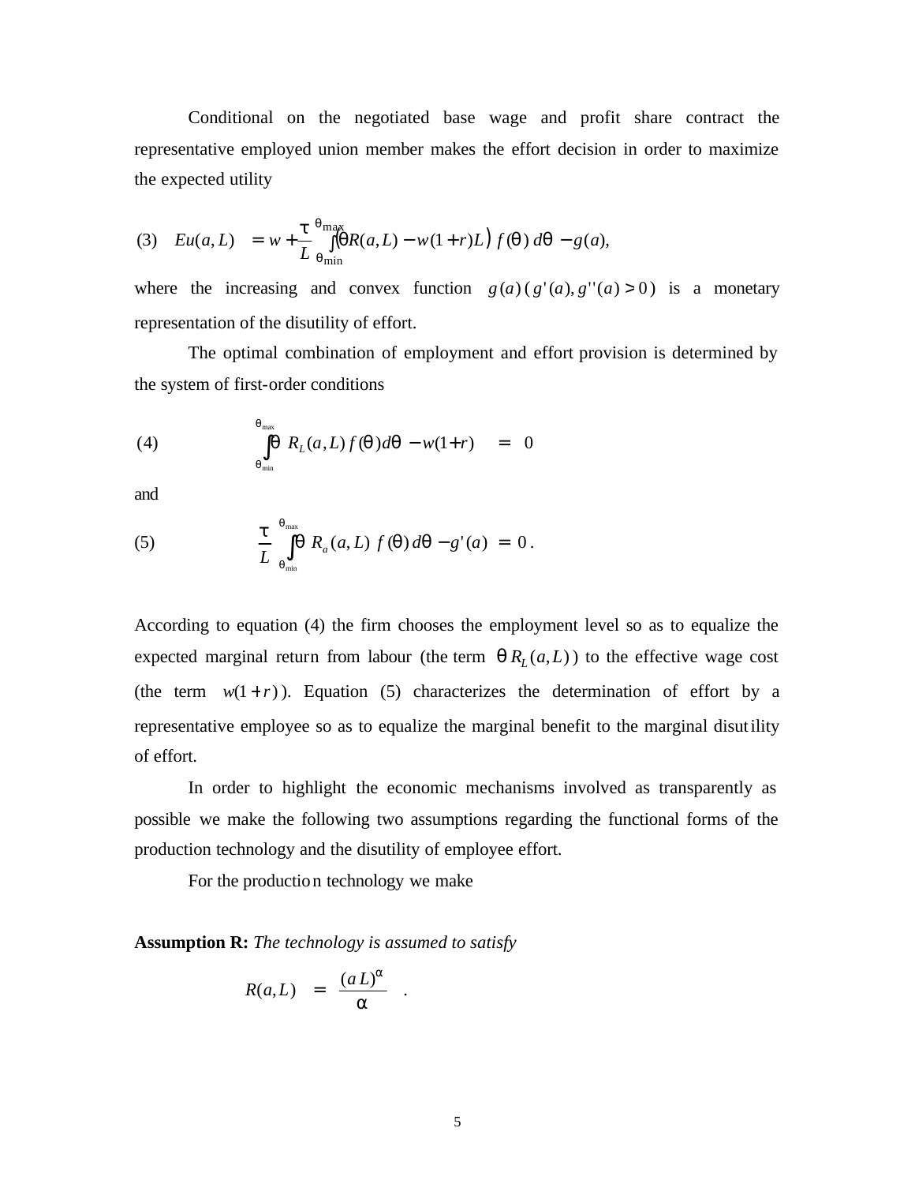Conditional on the negotiated base wage and profit share contract the representative employed union member makes the effort decision in order to maximize the expected utility

$$(3) \quad Eu(a,L) = w + \frac{\tau}{L} \int_{\theta_{\min}}^{\theta_{\max}} \left(\theta R(a,L) - w(1+r)L\right) f(\theta)\, d\theta - g(a),$$

where the increasing and convex function $g(a)$ ($g'(a), g''(a) > 0$) is a monetary representation of the disutility of effort.

The optimal combination of employment and effort provision is determined by the system of first-order conditions

$$(4) \qquad \int_{\theta_{\min}}^{\theta_{\max}} \theta\, R_L(a,L)\, f(\theta) d\theta - w(1+r) = 0$$

and

$$(5) \qquad \frac{\tau}{L} \int_{\theta_{\min}}^{\theta_{\max}} \theta\, R_a(a,L)\, f(\theta)\, d\theta - g'(a) = 0\,.$$

According to equation (4) the firm chooses the employment level so as to equalize the expected marginal return from labour (the term $\theta\, R_L(a,L)$) to the effective wage cost (the term $w(1+r)$). Equation (5) characterizes the determination of effort by a representative employee so as to equalize the marginal benefit to the marginal disutility of effort.

In order to highlight the economic mechanisms involved as transparently as possible we make the following two assumptions regarding the functional forms of the production technology and the disutility of employee effort.

For the production technology we make

**Assumption R:** *The technology is assumed to satisfy*

$$R(a,L) = \frac{(a\,L)^{\alpha}}{\alpha}\,.$$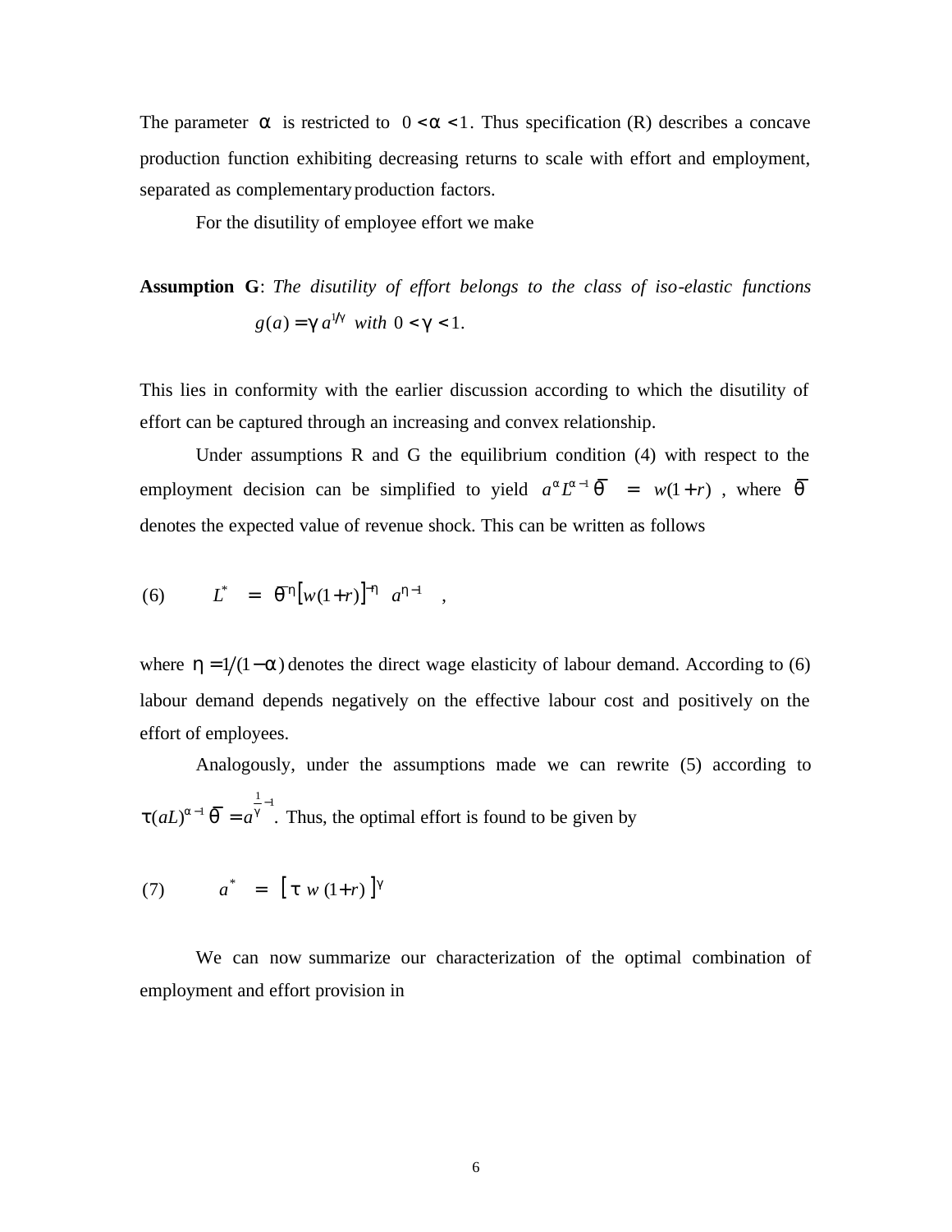The parameter $\alpha$ is restricted to $0 < \alpha < 1$. Thus specification (R) describes a concave production function exhibiting decreasing returns to scale with effort and employment, separated as complementary production factors.

For the disutility of employee effort we make

**Assumption G**: *The disutility of effort belongs to the class of iso-elastic functions* $g(a) = \gamma\, a^{1/\gamma}$ *with* $0 < \gamma < 1$.

This lies in conformity with the earlier discussion according to which the disutility of effort can be captured through an increasing and convex relationship.

Under assumptions R and G the equilibrium condition (4) with respect to the employment decision can be simplified to yield $a^{\alpha} L^{\alpha-1} \bar{\theta} \;=\; w(1+r)$, where $\bar{\theta}$ denotes the expected value of revenue shock. This can be written as follows

$$(6) \qquad L^{*} \;=\; \bar{\theta}^{\eta} \left[ w(1+r) \right]^{-\eta} \; a^{\eta - 1} \quad ,$$

where $\eta = 1/(1-\alpha)$ denotes the direct wage elasticity of labour demand. According to (6) labour demand depends negatively on the effective labour cost and positively on the effort of employees.

Analogously, under the assumptions made we can rewrite (5) according to $\tau (aL)^{\alpha-1} \bar{\theta} = a^{\frac{1}{\gamma}-1}$. Thus, the optimal effort is found to be given by

$$(7) \qquad a^{*} \;=\; \left[\, \tau \; w\,(1+r)\, \right]^{\gamma}$$

We can now summarize our characterization of the optimal combination of employment and effort provision in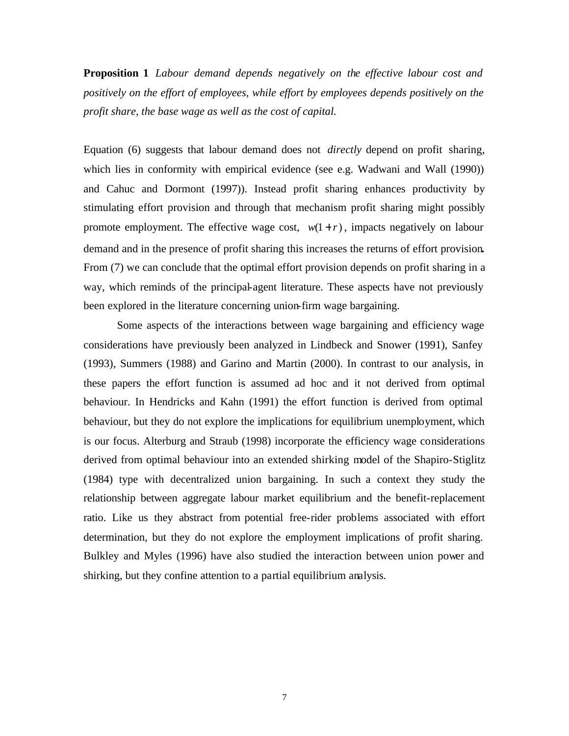**Proposition 1** *Labour demand depends negatively on the effective labour cost and positively on the effort of employees, while effort by employees depends positively on the profit share, the base wage as well as the cost of capital.*

Equation (6) suggests that labour demand does not *directly* depend on profit sharing, which lies in conformity with empirical evidence (see e.g. Wadwani and Wall (1990)) and Cahuc and Dormont (1997)). Instead profit sharing enhances productivity by stimulating effort provision and through that mechanism profit sharing might possibly promote employment. The effective wage cost, $w(1+r)$, impacts negatively on labour demand and in the presence of profit sharing this increases the returns of effort provision. From (7) we can conclude that the optimal effort provision depends on profit sharing in a way, which reminds of the principal-agent literature. These aspects have not previously been explored in the literature concerning union-firm wage bargaining.

Some aspects of the interactions between wage bargaining and efficiency wage considerations have previously been analyzed in Lindbeck and Snower (1991), Sanfey (1993), Summers (1988) and Garino and Martin (2000). In contrast to our analysis, in these papers the effort function is assumed ad hoc and it not derived from optimal behaviour. In Hendricks and Kahn (1991) the effort function is derived from optimal behaviour, but they do not explore the implications for equilibrium unemployment, which is our focus. Alterburg and Straub (1998) incorporate the efficiency wage considerations derived from optimal behaviour into an extended shirking model of the Shapiro-Stiglitz (1984) type with decentralized union bargaining. In such a context they study the relationship between aggregate labour market equilibrium and the benefit-replacement ratio. Like us they abstract from potential free-rider problems associated with effort determination, but they do not explore the employment implications of profit sharing. Bulkley and Myles (1996) have also studied the interaction between union power and shirking, but they confine attention to a partial equilibrium analysis.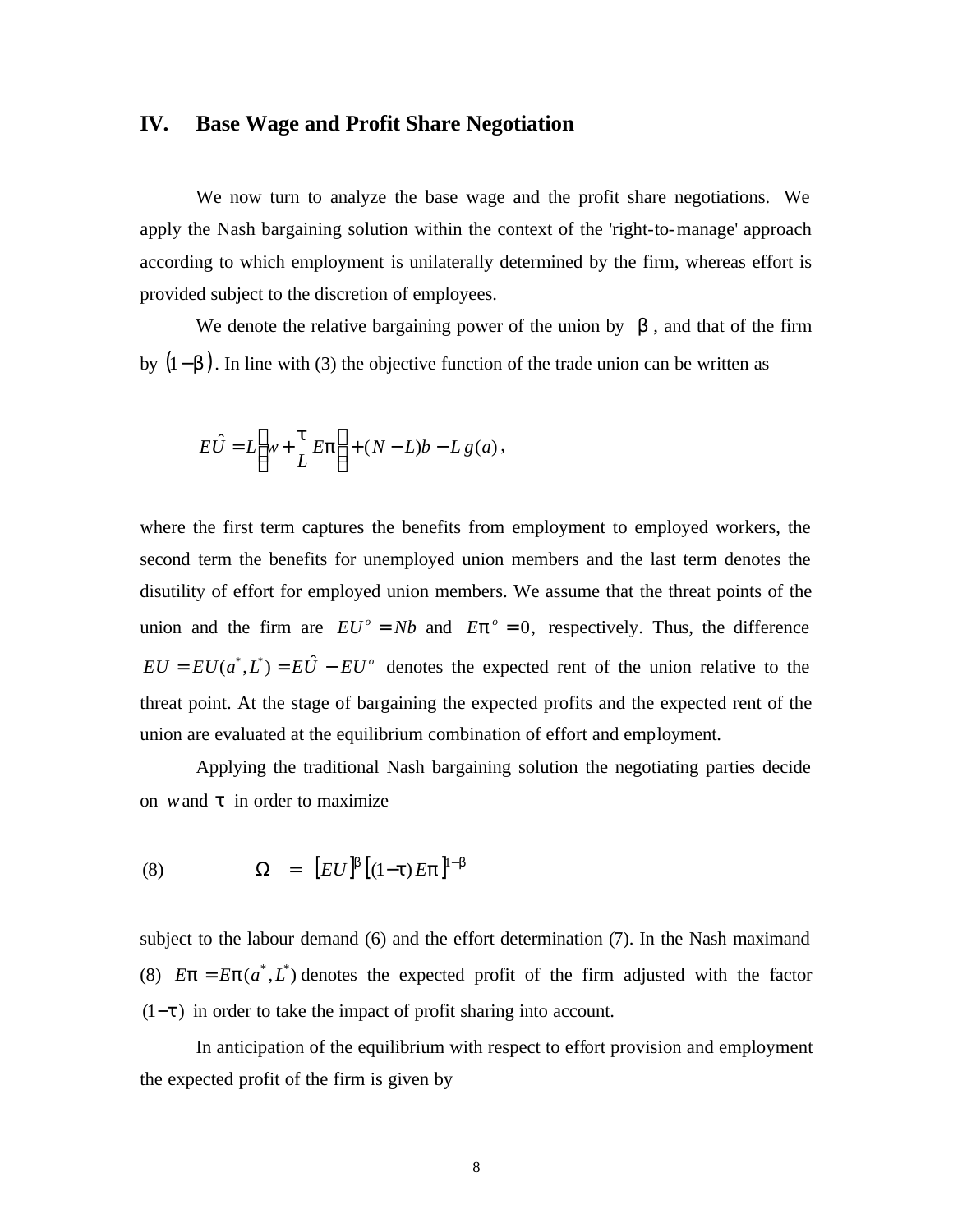## IV. Base Wage and Profit Share Negotiation

We now turn to analyze the base wage and the profit share negotiations. We apply the Nash bargaining solution within the context of the 'right-to-manage' approach according to which employment is unilaterally determined by the firm, whereas effort is provided subject to the discretion of employees.

We denote the relative bargaining power of the union by $\beta$, and that of the firm by $(1-\beta)$. In line with (3) the objective function of the trade union can be written as

$$E\hat{U} = L\left(w + \frac{\tau}{L}E\pi\right) + (N-L)b - L\,g(a),$$

where the first term captures the benefits from employment to employed workers, the second term the benefits for unemployed union members and the last term denotes the disutility of effort for employed union members. We assume that the threat points of the union and the firm are $EU^o = Nb$ and $E\pi^o = 0$, respectively. Thus, the difference $EU = EU(a^*, L^*) = E\hat{U} - EU^o$ denotes the expected rent of the union relative to the threat point. At the stage of bargaining the expected profits and the expected rent of the union are evaluated at the equilibrium combination of effort and employment.

Applying the traditional Nash bargaining solution the negotiating parties decide on $w$ and $\tau$ in order to maximize

$$\text{(8)} \qquad \Omega = [EU]^{\beta}[(1-\tau)E\pi]^{1-\beta}$$

subject to the labour demand (6) and the effort determination (7). In the Nash maximand (8) $E\pi = E\pi(a^*, L^*)$ denotes the expected profit of the firm adjusted with the factor $(1-\tau)$ in order to take the impact of profit sharing into account.

In anticipation of the equilibrium with respect to effort provision and employment the expected profit of the firm is given by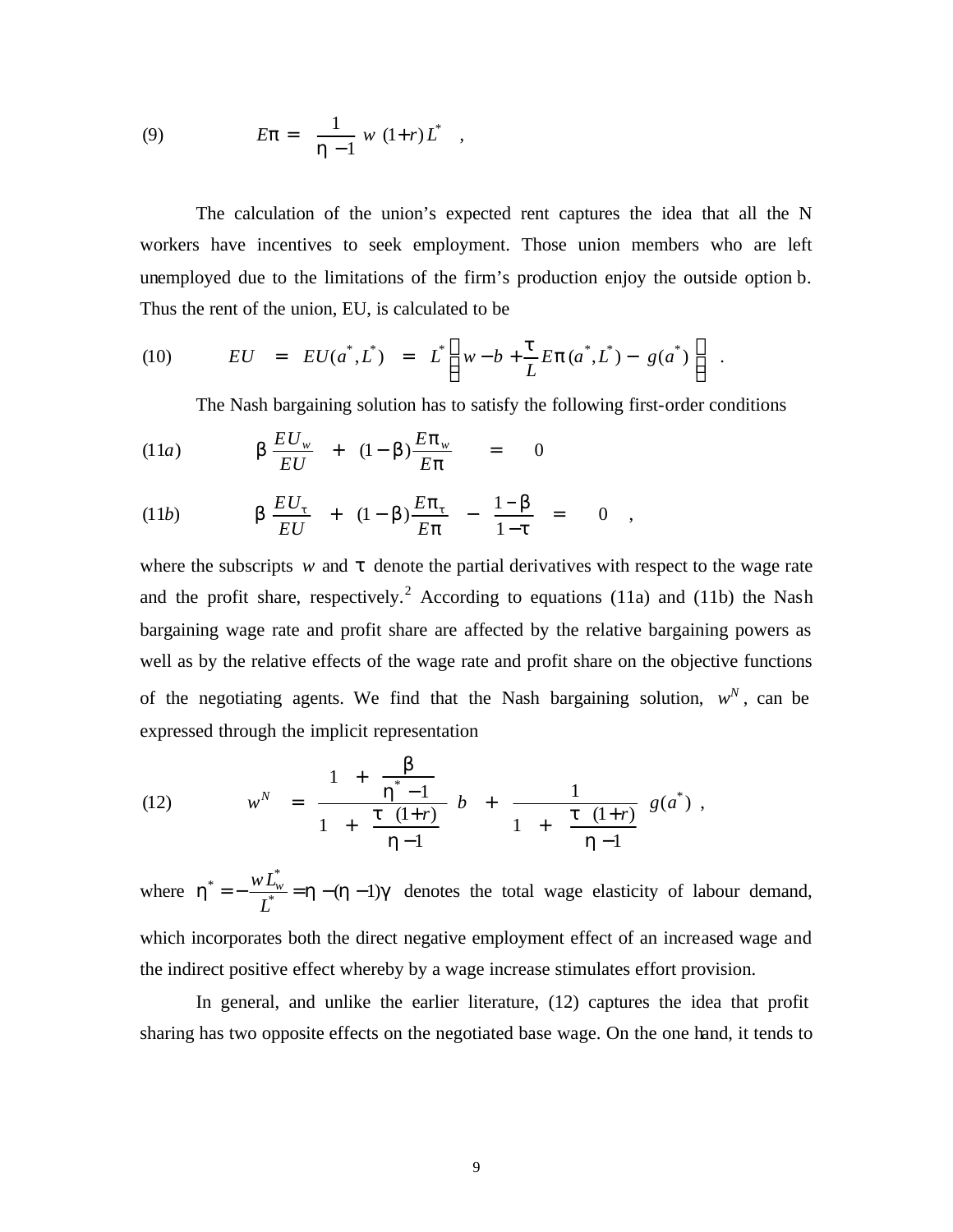$$(9) \qquad E\pi = \frac{1}{\eta - 1} \, w \, (1+r) \, L^* \quad ,$$

The calculation of the union's expected rent captures the idea that all the N workers have incentives to seek employment. Those union members who are left unemployed due to the limitations of the firm's production enjoy the outside option b. Thus the rent of the union, EU, is calculated to be

$$(10) \qquad EU \;=\; EU(a^*, L^*) \;=\; L^* \left[ w - b + \frac{\tau}{L} E\pi(a^*, L^*) - g(a^*) \right] \quad .$$

The Nash bargaining solution has to satisfy the following first-order conditions

$$(11a) \qquad \beta \, \frac{EU_w}{EU} \;+\; (1-\beta) \frac{E\pi_w}{E\pi} \;=\; 0$$

$$(11b) \qquad \beta \, \frac{EU_\tau}{EU} \;+\; (1-\beta) \frac{E\pi_\tau}{E\pi} \;-\; \frac{1-\beta}{1-\tau} \;=\; 0 \quad ,$$

where the subscripts $w$ and $\tau$ denote the partial derivatives with respect to the wage rate and the profit share, respectively.[2] According to equations (11a) and (11b) the Nash bargaining wage rate and profit share are affected by the relative bargaining powers as well as by the relative effects of the wage rate and profit share on the objective functions of the negotiating agents. We find that the Nash bargaining solution, $w^N$, can be expressed through the implicit representation

$$(12) \qquad w^N \;=\; \frac{1 \;+\; \dfrac{\beta}{\eta^* - 1}}{1 \;+\; \dfrac{\tau \;(1+r)}{\eta - 1}} \; b \;+\; \frac{1}{1 \;+\; \dfrac{\tau \;(1+r)}{\eta - 1}} \; g(a^*) \; ,$$

where $\eta^* = -\dfrac{w L_w^*}{L^*} = \eta - (\eta - 1)\gamma$ denotes the total wage elasticity of labour demand, which incorporates both the direct negative employment effect of an increased wage and the indirect positive effect whereby by a wage increase stimulates effort provision.

In general, and unlike the earlier literature, (12) captures the idea that profit sharing has two opposite effects on the negotiated base wage. On the one hand, it tends to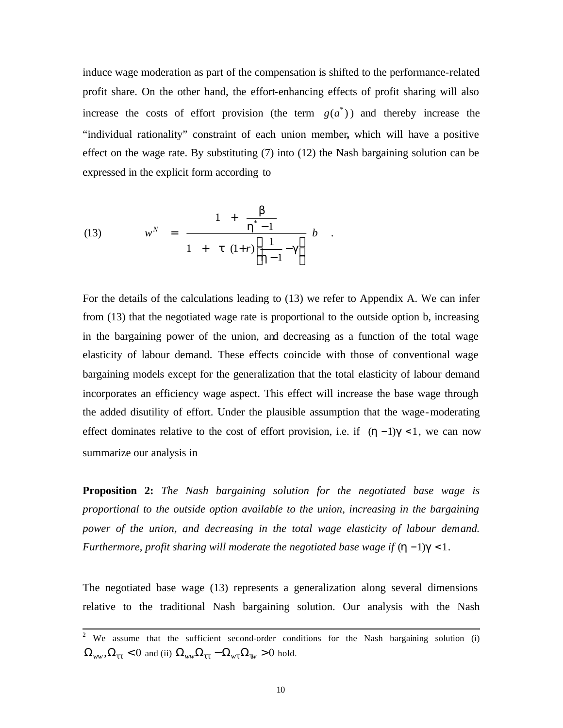induce wage moderation as part of the compensation is shifted to the performance-related profit share. On the other hand, the effort-enhancing effects of profit sharing will also increase the costs of effort provision (the term $g(a^*)$) and thereby increase the "individual rationality" constraint of each union member**,** which will have a positive effect on the wage rate. By substituting (7) into (12) the Nash bargaining solution can be expressed in the explicit form according to

$$
(13) \qquad w^N = \frac{1 + \dfrac{\beta}{\eta^* - 1}}{1 + \tau\,(1+r)\left(\dfrac{1}{\eta - 1} - \gamma\right)}\, b \quad .
$$

For the details of the calculations leading to (13) we refer to Appendix A. We can infer from (13) that the negotiated wage rate is proportional to the outside option b, increasing in the bargaining power of the union, and decreasing as a function of the total wage elasticity of labour demand. These effects coincide with those of conventional wage bargaining models except for the generalization that the total elasticity of labour demand incorporates an efficiency wage aspect. This effect will increase the base wage through the added disutility of effort. Under the plausible assumption that the wage-moderating effect dominates relative to the cost of effort provision, i.e. if $(\eta - 1)\gamma < 1$, we can now summarize our analysis in

**Proposition 2:** *The Nash bargaining solution for the negotiated base wage is proportional to the outside option available to the union, increasing in the bargaining power of the union, and decreasing in the total wage elasticity of labour demand. Furthermore, profit sharing will moderate the negotiated base wage if* $(\eta - 1)\gamma < 1$.

The negotiated base wage (13) represents a generalization along several dimensions relative to the traditional Nash bargaining solution. Our analysis with the Nash

---

[2] We assume that the sufficient second-order conditions for the Nash bargaining solution (i) $\Omega_{ww}, \Omega_{\tau\tau} < 0$ and (ii) $\Omega_{ww}\Omega_{\tau\tau} - \Omega_{w\tau}\Omega_{\tau w} > 0$ hold.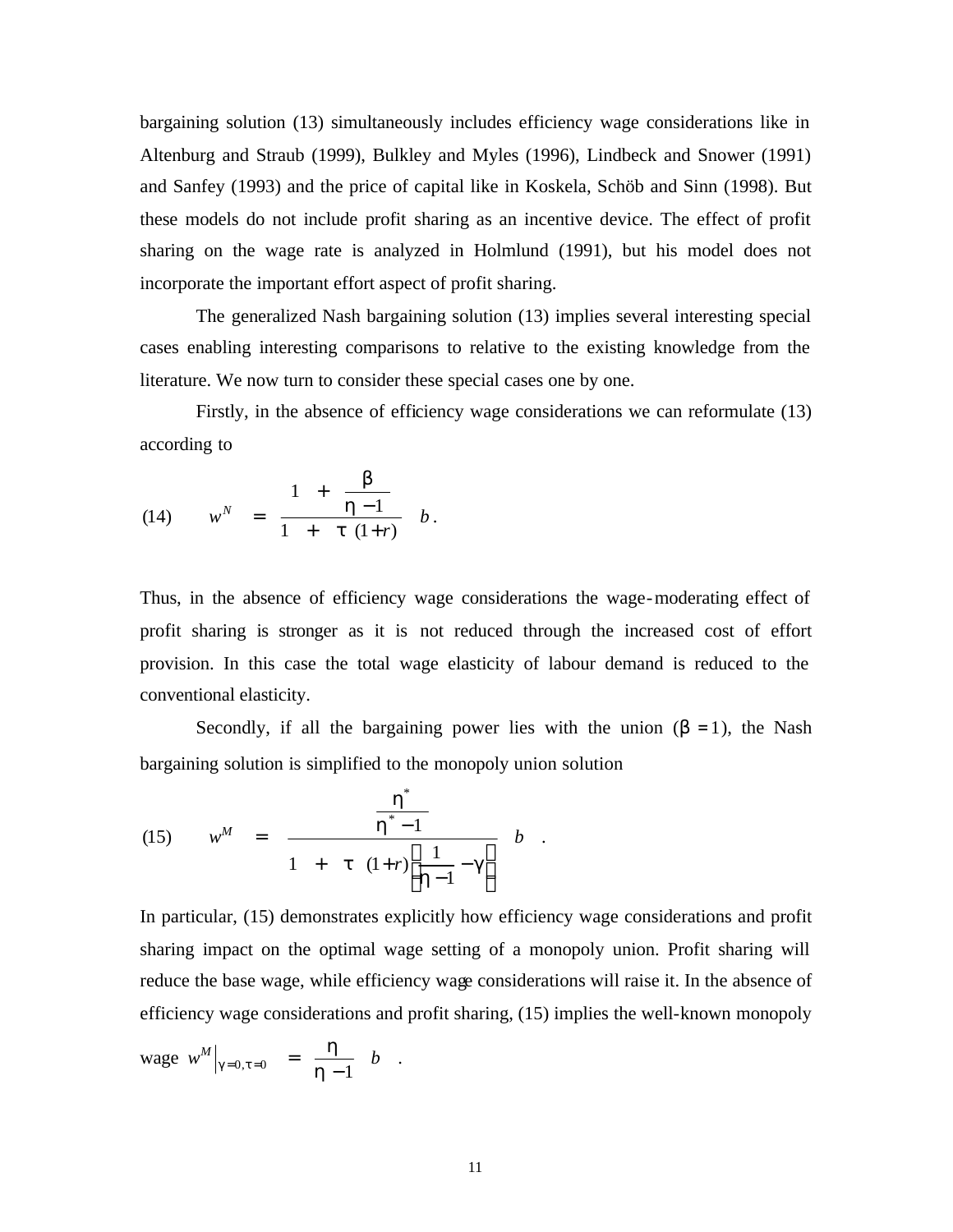bargaining solution (13) simultaneously includes efficiency wage considerations like in Altenburg and Straub (1999), Bulkley and Myles (1996), Lindbeck and Snower (1991) and Sanfey (1993) and the price of capital like in Koskela, Schöb and Sinn (1998). But these models do not include profit sharing as an incentive device. The effect of profit sharing on the wage rate is analyzed in Holmlund (1991), but his model does not incorporate the important effort aspect of profit sharing.

The generalized Nash bargaining solution (13) implies several interesting special cases enabling interesting comparisons to relative to the existing knowledge from the literature. We now turn to consider these special cases one by one.

Firstly, in the absence of efficiency wage considerations we can reformulate (13) according to

$$(14) \qquad w^N = \frac{1 + \dfrac{\beta}{\eta - 1}}{1 + \tau\,(1+r)}\, b\,.$$

Thus, in the absence of efficiency wage considerations the wage-moderating effect of profit sharing is stronger as it is not reduced through the increased cost of effort provision. In this case the total wage elasticity of labour demand is reduced to the conventional elasticity.

Secondly, if all the bargaining power lies with the union ($\beta = 1$), the Nash bargaining solution is simplified to the monopoly union solution

$$(15) \qquad w^M = \frac{\dfrac{\eta^*}{\eta^* - 1}}{1 + \tau\,(1+r)\left(\dfrac{1}{\eta - 1} - \gamma\right)}\, b \quad .$$

In particular, (15) demonstrates explicitly how efficiency wage considerations and profit sharing impact on the optimal wage setting of a monopoly union. Profit sharing will reduce the base wage, while efficiency wage considerations will raise it. In the absence of efficiency wage considerations and profit sharing, (15) implies the well-known monopoly wage $w^M\big|_{\gamma=0,\tau=0} = \dfrac{\eta}{\eta - 1}\, b$ .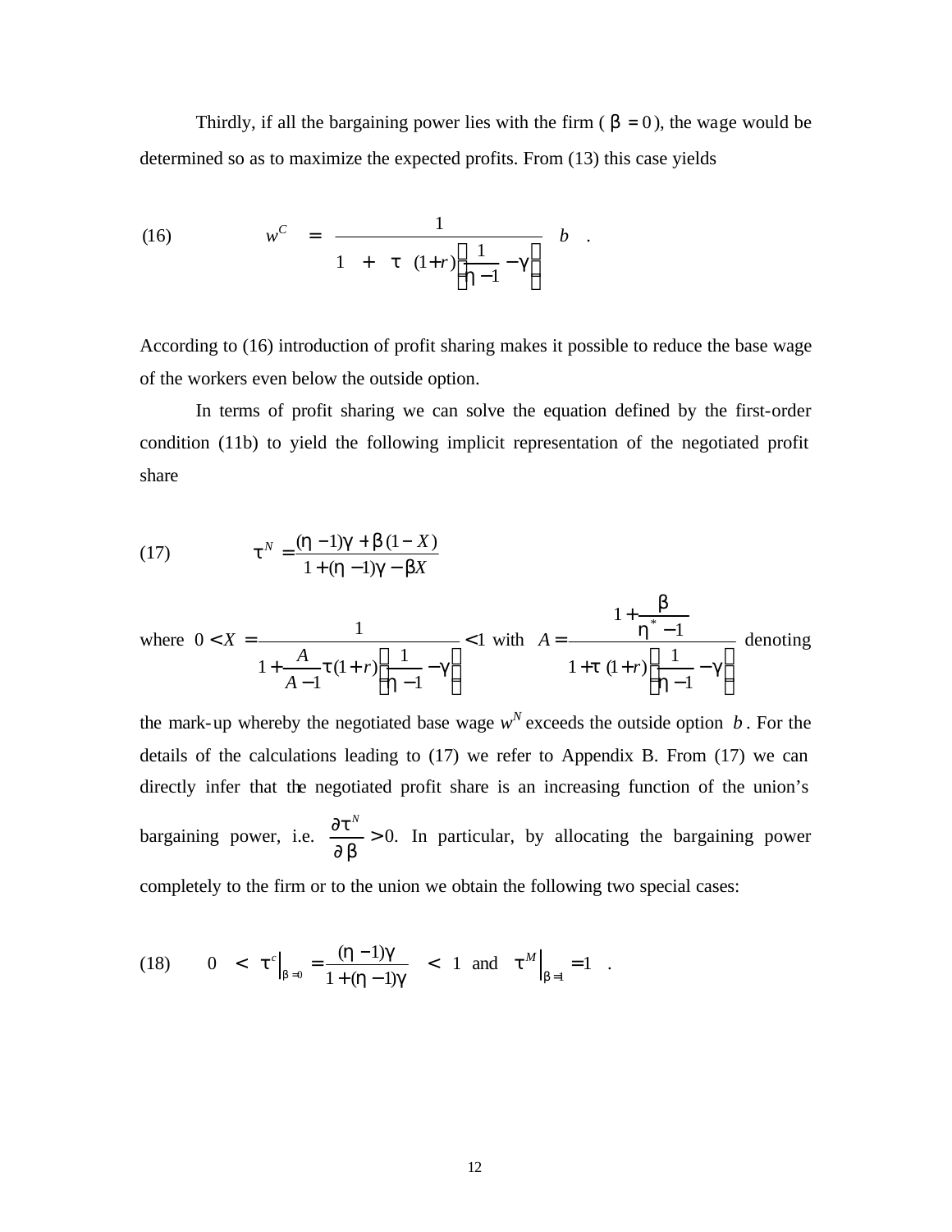Thirdly, if all the bargaining power lies with the firm ( $\beta = 0$ ), the wage would be determined so as to maximize the expected profits. From (13) this case yields

$$
\text{(16)} \qquad w^C = \frac{1}{1 + \tau(1+r)\left(\frac{1}{\eta - 1} - \gamma\right)} b \quad .
$$

According to (16) introduction of profit sharing makes it possible to reduce the base wage of the workers even below the outside option.

In terms of profit sharing we can solve the equation defined by the first-order condition (11b) to yield the following implicit representation of the negotiated profit share

$$
\text{(17)} \qquad \tau^N = \frac{(\eta - 1)\gamma + \beta(1 - X)}{1 + (\eta - 1)\gamma - \beta X}
$$

where $0 < X = \dfrac{1}{1 + \dfrac{A}{A-1}\tau(1+r)\left(\dfrac{1}{\eta - 1} - \gamma\right)} < 1$ with $A = \dfrac{1 + \dfrac{\beta}{\eta^* - 1}}{1 + \tau(1+r)\left(\dfrac{1}{\eta - 1} - \gamma\right)}$ denoting the mark-up whereby the negotiated base wage $w^N$ exceeds the outside option $b$. For the details of the calculations leading to (17) we refer to Appendix B. From (17) we can directly infer that the negotiated profit share is an increasing function of the union's bargaining power, i.e. $\dfrac{\partial \tau^N}{\partial \beta} > 0$. In particular, by allocating the bargaining power completely to the firm or to the union we obtain the following two special cases:

$$
\text{(18)} \qquad 0 < \tau^c\Big|_{\beta=0} = \frac{(\eta - 1)\gamma}{1 + (\eta - 1)\gamma} < 1 \quad \text{and} \quad \tau^M\Big|_{\beta=1} = 1 \quad .
$$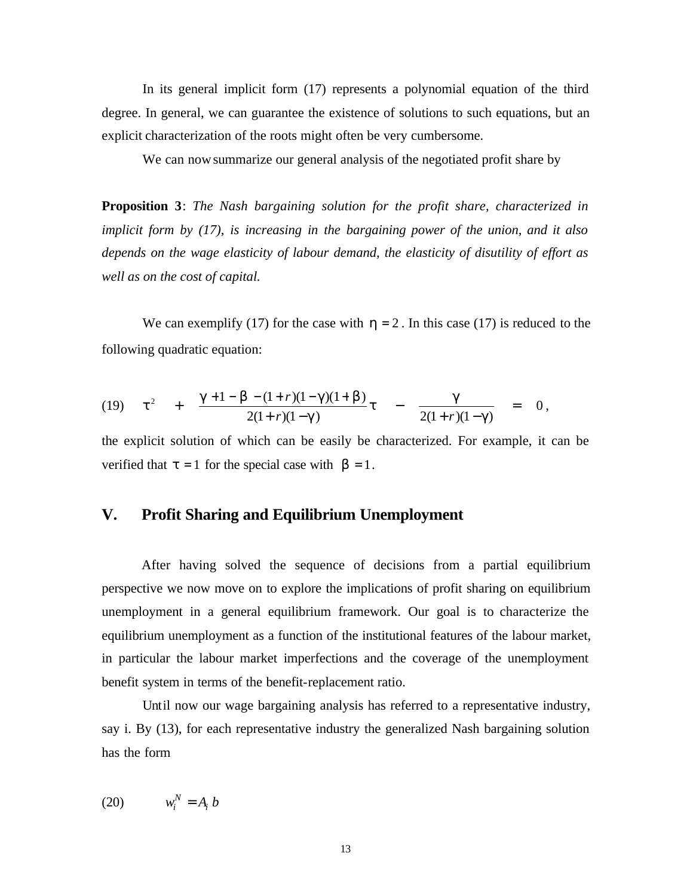In its general implicit form (17) represents a polynomial equation of the third degree. In general, we can guarantee the existence of solutions to such equations, but an explicit characterization of the roots might often be very cumbersome.

We can now summarize our general analysis of the negotiated profit share by

**Proposition 3**: *The Nash bargaining solution for the profit share, characterized in implicit form by (17), is increasing in the bargaining power of the union, and it also depends on the wage elasticity of labour demand, the elasticity of disutility of effort as well as on the cost of capital.*

We can exemplify (17) for the case with $\eta = 2$. In this case (17) is reduced to the following quadratic equation:

$$\text{(19)} \qquad \tau^2 \quad + \quad \frac{\gamma + 1 - \beta \ - (1+r)(1-\gamma)(1+\beta)}{2(1+r)(1-\gamma)}\tau \quad - \quad \frac{\gamma}{2(1+r)(1-\gamma)} \quad = \quad 0\,,$$

the explicit solution of which can be easily be characterized. For example, it can be verified that $\tau = 1$ for the special case with $\beta = 1$.

## V. Profit Sharing and Equilibrium Unemployment

After having solved the sequence of decisions from a partial equilibrium perspective we now move on to explore the implications of profit sharing on equilibrium unemployment in a general equilibrium framework. Our goal is to characterize the equilibrium unemployment as a function of the institutional features of the labour market, in particular the labour market imperfections and the coverage of the unemployment benefit system in terms of the benefit-replacement ratio.

Until now our wage bargaining analysis has referred to a representative industry, say i. By (13), for each representative industry the generalized Nash bargaining solution has the form

$$\text{(20)} \qquad w_i^N = A_i\, b$$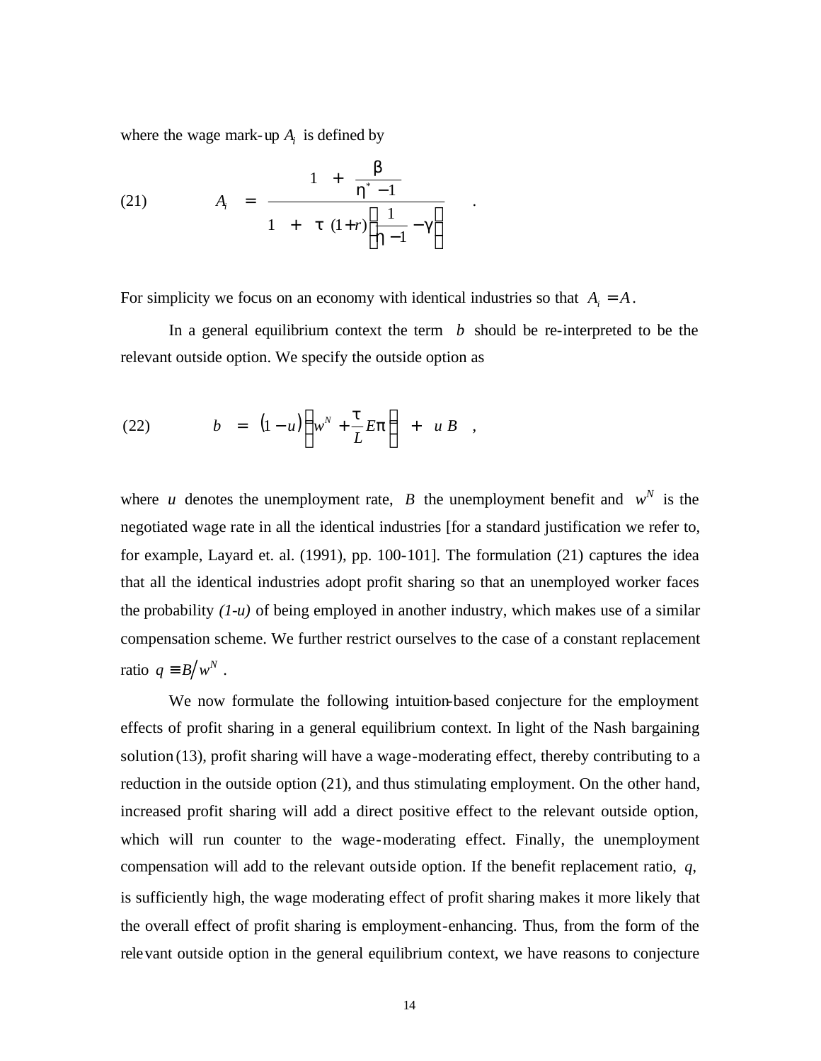where the wage mark-up $A_i$ is defined by

$$(21) \qquad A_i = \frac{1 + \dfrac{\beta}{\eta^* - 1}}{1 + \tau\,(1+r)\left(\dfrac{1}{\eta - 1} - \gamma\right)} \quad .$$

For simplicity we focus on an economy with identical industries so that $A_i = A$.

In a general equilibrium context the term $b$ should be re-interpreted to be the relevant outside option. We specify the outside option as

$$(22) \qquad b = (1-u)\left(w^N + \frac{\tau}{L}E\pi\right) + u\,B \quad ,$$

where $u$ denotes the unemployment rate, $B$ the unemployment benefit and $w^N$ is the negotiated wage rate in all the identical industries [for a standard justification we refer to, for example, Layard et. al. (1991), pp. 100-101]. The formulation (21) captures the idea that all the identical industries adopt profit sharing so that an unemployed worker faces the probability *(1-u)* of being employed in another industry, which makes use of a similar compensation scheme. We further restrict ourselves to the case of a constant replacement ratio $q \equiv B/w^N$.

We now formulate the following intuition-based conjecture for the employment effects of profit sharing in a general equilibrium context. In light of the Nash bargaining solution (13), profit sharing will have a wage-moderating effect, thereby contributing to a reduction in the outside option (21), and thus stimulating employment. On the other hand, increased profit sharing will add a direct positive effect to the relevant outside option, which will run counter to the wage-moderating effect. Finally, the unemployment compensation will add to the relevant outside option. If the benefit replacement ratio, *q*, is sufficiently high, the wage moderating effect of profit sharing makes it more likely that the overall effect of profit sharing is employment-enhancing. Thus, from the form of the relevant outside option in the general equilibrium context, we have reasons to conjecture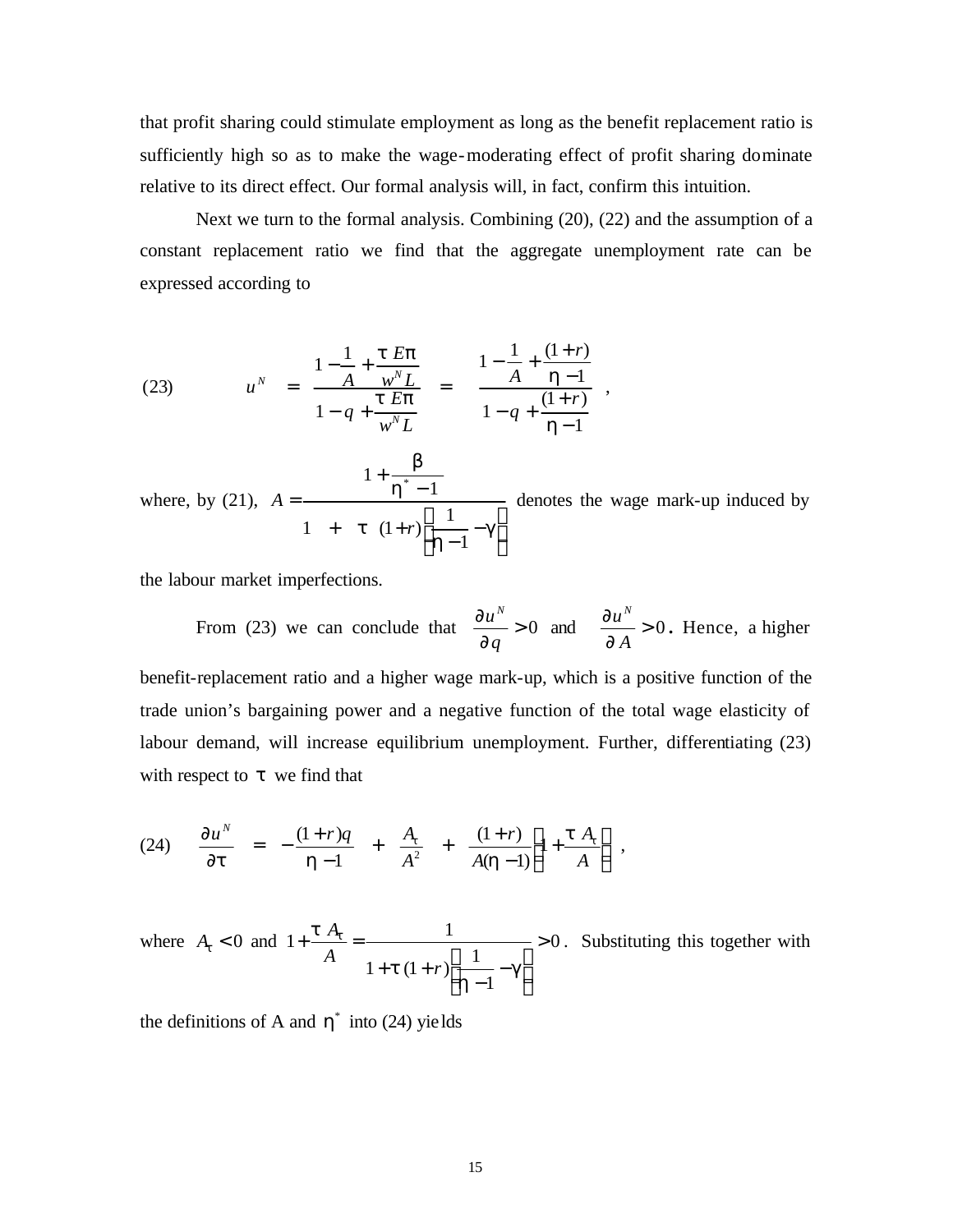that profit sharing could stimulate employment as long as the benefit replacement ratio is sufficiently high so as to make the wage-moderating effect of profit sharing dominate relative to its direct effect. Our formal analysis will, in fact, confirm this intuition.

Next we turn to the formal analysis. Combining (20), (22) and the assumption of a constant replacement ratio we find that the aggregate unemployment rate can be expressed according to

$$(23) \qquad u^N = \frac{1 - \frac{1}{A} + \frac{\tau E\pi}{w^N L}}{1 - q + \frac{\tau E\pi}{w^N L}} = \frac{1 - \frac{1}{A} + \frac{(1+r)}{\eta - 1}}{1 - q + \frac{(1+r)}{\eta - 1}} ,$$

where, by (21), $A = \dfrac{1 + \frac{\beta}{\eta^* - 1}}{1 + \tau(1+r)\left(\frac{1}{\eta - 1} - \gamma\right)}$ denotes the wage mark-up induced by the labour market imperfections.

From (23) we can conclude that $\dfrac{\partial u^N}{\partial q} > 0$ and $\dfrac{\partial u^N}{\partial A} > 0$. Hence, a higher benefit-replacement ratio and a higher wage mark-up, which is a positive function of the trade union's bargaining power and a negative function of the total wage elasticity of labour demand, will increase equilibrium unemployment. Further, differentiating (23) with respect to $\tau$ we find that

$$(24) \qquad \frac{\partial u^N}{\partial \tau} = -\frac{(1+r)q}{\eta - 1} + \frac{A_\tau}{A^2} + \frac{(1+r)}{A(\eta - 1)}\left(1 + \frac{\tau A_\tau}{A}\right) ,$$

where $A_\tau < 0$ and $1 + \dfrac{\tau A_\tau}{A} = \dfrac{1}{1 + \tau(1+r)\left(\frac{1}{\eta - 1} - \gamma\right)} > 0$. Substituting this together with the definitions of A and $\eta^*$ into (24) yields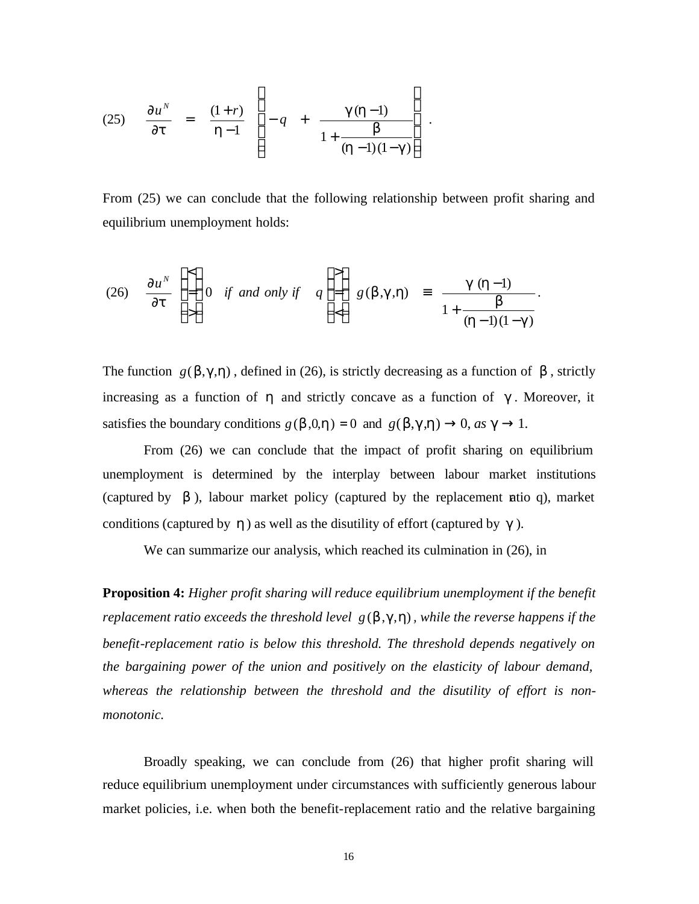$$(25) \qquad \frac{\partial u^N}{\partial \tau} = \frac{(1+r)}{\eta - 1} \left[ -q + \frac{\gamma(\eta - 1)}{1 + \dfrac{\beta}{(\eta - 1)(1-\gamma)}} \right].$$

From (25) we can conclude that the following relationship between profit sharing and equilibrium unemployment holds:

$$(26) \qquad \frac{\partial u^N}{\partial \tau} \begin{Bmatrix} < \\ = \\ > \end{Bmatrix} 0 \quad \textit{if and only if} \quad q \begin{Bmatrix} > \\ = \\ < \end{Bmatrix} g(\beta,\gamma,\eta) \equiv \frac{\gamma\,(\eta - 1)}{1 + \dfrac{\beta}{(\eta - 1)(1-\gamma)}}.$$

The function $g(\beta,\gamma,\eta)$, defined in (26), is strictly decreasing as a function of $\beta$, strictly increasing as a function of $\eta$ and strictly concave as a function of $\gamma$. Moreover, it satisfies the boundary conditions $g(\beta,0,\eta) = 0$ and $g(\beta,\gamma,\eta) \to 0$, *as* $\gamma \to 1$.

From (26) we can conclude that the impact of profit sharing on equilibrium unemployment is determined by the interplay between labour market institutions (captured by $\beta$), labour market policy (captured by the replacement ratio q), market conditions (captured by $\eta$) as well as the disutility of effort (captured by $\gamma$).

We can summarize our analysis, which reached its culmination in (26), in

**Proposition 4:** *Higher profit sharing will reduce equilibrium unemployment if the benefit replacement ratio exceeds the threshold level* $g(\beta,\gamma,\eta)$, *while the reverse happens if the benefit-replacement ratio is below this threshold. The threshold depends negatively on the bargaining power of the union and positively on the elasticity of labour demand, whereas the relationship between the threshold and the disutility of effort is non-monotonic.*

Broadly speaking, we can conclude from (26) that higher profit sharing will reduce equilibrium unemployment under circumstances with sufficiently generous labour market policies, i.e. when both the benefit-replacement ratio and the relative bargaining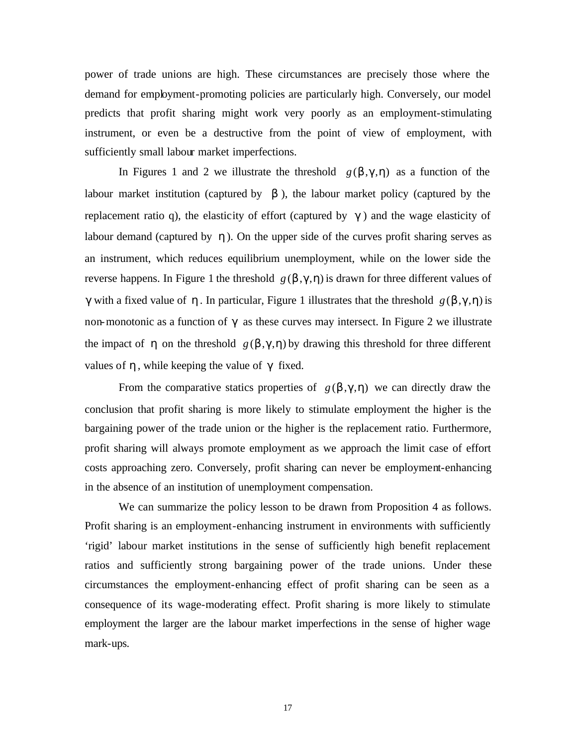power of trade unions are high. These circumstances are precisely those where the demand for employment-promoting policies are particularly high. Conversely, our model predicts that profit sharing might work very poorly as an employment-stimulating instrument, or even be a destructive from the point of view of employment, with sufficiently small labour market imperfections.

In Figures 1 and 2 we illustrate the threshold $g(\beta,\gamma,\eta)$ as a function of the labour market institution (captured by $\beta$), the labour market policy (captured by the replacement ratio q), the elasticity of effort (captured by $\gamma$) and the wage elasticity of labour demand (captured by $\eta$). On the upper side of the curves profit sharing serves as an instrument, which reduces equilibrium unemployment, while on the lower side the reverse happens. In Figure 1 the threshold $g(\beta,\gamma,\eta)$ is drawn for three different values of $\gamma$ with a fixed value of $\eta$. In particular, Figure 1 illustrates that the threshold $g(\beta,\gamma,\eta)$ is non-monotonic as a function of $\gamma$ as these curves may intersect. In Figure 2 we illustrate the impact of $\eta$ on the threshold $g(\beta,\gamma,\eta)$ by drawing this threshold for three different values of $\eta$, while keeping the value of $\gamma$ fixed.

From the comparative statics properties of $g(\beta,\gamma,\eta)$ we can directly draw the conclusion that profit sharing is more likely to stimulate employment the higher is the bargaining power of the trade union or the higher is the replacement ratio. Furthermore, profit sharing will always promote employment as we approach the limit case of effort costs approaching zero. Conversely, profit sharing can never be employment-enhancing in the absence of an institution of unemployment compensation.

We can summarize the policy lesson to be drawn from Proposition 4 as follows. Profit sharing is an employment-enhancing instrument in environments with sufficiently 'rigid' labour market institutions in the sense of sufficiently high benefit replacement ratios and sufficiently strong bargaining power of the trade unions. Under these circumstances the employment-enhancing effect of profit sharing can be seen as a consequence of its wage-moderating effect. Profit sharing is more likely to stimulate employment the larger are the labour market imperfections in the sense of higher wage mark-ups.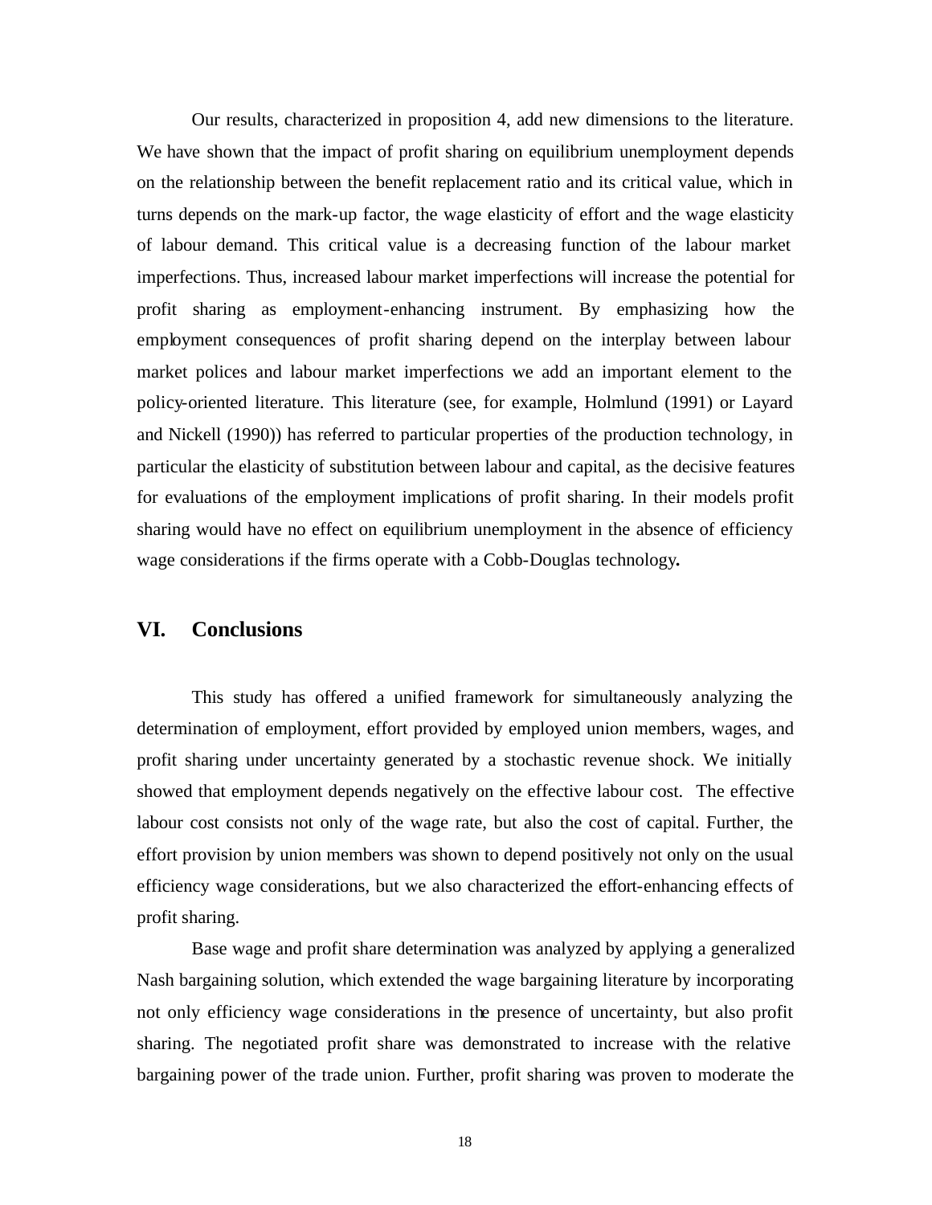Our results, characterized in proposition 4, add new dimensions to the literature. We have shown that the impact of profit sharing on equilibrium unemployment depends on the relationship between the benefit replacement ratio and its critical value, which in turns depends on the mark-up factor, the wage elasticity of effort and the wage elasticity of labour demand. This critical value is a decreasing function of the labour market imperfections. Thus, increased labour market imperfections will increase the potential for profit sharing as employment-enhancing instrument. By emphasizing how the employment consequences of profit sharing depend on the interplay between labour market polices and labour market imperfections we add an important element to the policy-oriented literature. This literature (see, for example, Holmlund (1991) or Layard and Nickell (1990)) has referred to particular properties of the production technology, in particular the elasticity of substitution between labour and capital, as the decisive features for evaluations of the employment implications of profit sharing. In their models profit sharing would have no effect on equilibrium unemployment in the absence of efficiency wage considerations if the firms operate with a Cobb-Douglas technology**.**

## VI. Conclusions

This study has offered a unified framework for simultaneously analyzing the determination of employment, effort provided by employed union members, wages, and profit sharing under uncertainty generated by a stochastic revenue shock. We initially showed that employment depends negatively on the effective labour cost. The effective labour cost consists not only of the wage rate, but also the cost of capital. Further, the effort provision by union members was shown to depend positively not only on the usual efficiency wage considerations, but we also characterized the effort-enhancing effects of profit sharing.

Base wage and profit share determination was analyzed by applying a generalized Nash bargaining solution, which extended the wage bargaining literature by incorporating not only efficiency wage considerations in the presence of uncertainty, but also profit sharing. The negotiated profit share was demonstrated to increase with the relative bargaining power of the trade union. Further, profit sharing was proven to moderate the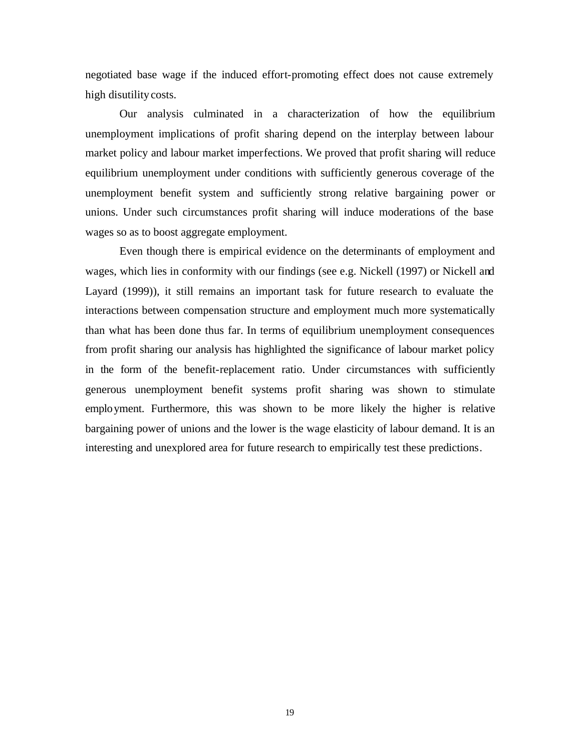negotiated base wage if the induced effort-promoting effect does not cause extremely high disutility costs.

Our analysis culminated in a characterization of how the equilibrium unemployment implications of profit sharing depend on the interplay between labour market policy and labour market imperfections. We proved that profit sharing will reduce equilibrium unemployment under conditions with sufficiently generous coverage of the unemployment benefit system and sufficiently strong relative bargaining power or unions. Under such circumstances profit sharing will induce moderations of the base wages so as to boost aggregate employment.

Even though there is empirical evidence on the determinants of employment and wages, which lies in conformity with our findings (see e.g. Nickell (1997) or Nickell and Layard (1999)), it still remains an important task for future research to evaluate the interactions between compensation structure and employment much more systematically than what has been done thus far. In terms of equilibrium unemployment consequences from profit sharing our analysis has highlighted the significance of labour market policy in the form of the benefit-replacement ratio. Under circumstances with sufficiently generous unemployment benefit systems profit sharing was shown to stimulate employment. Furthermore, this was shown to be more likely the higher is relative bargaining power of unions and the lower is the wage elasticity of labour demand. It is an interesting and unexplored area for future research to empirically test these predictions.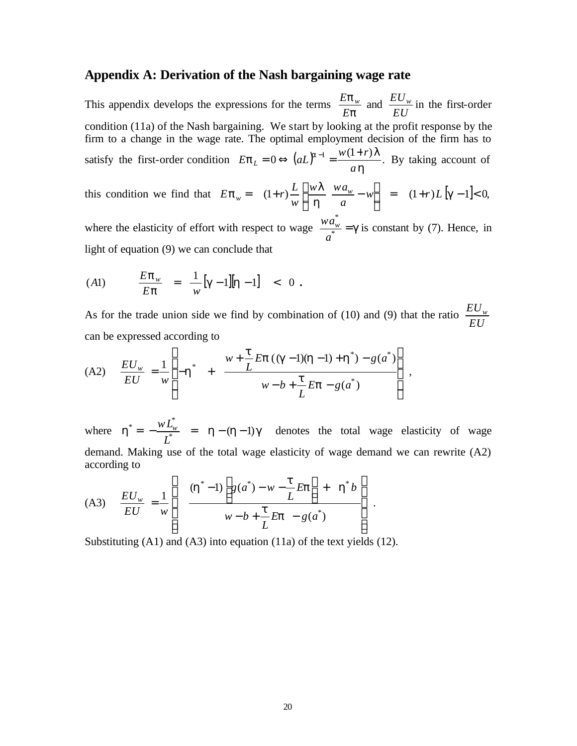## Appendix A: Derivation of the Nash bargaining wage rate

This appendix develops the expressions for the terms $\frac{E\pi_w}{E\pi}$ and $\frac{EU_w}{EU}$ in the first-order condition (11a) of the Nash bargaining. We start by looking at the profit response by the firm to a change in the wage rate. The optimal employment decision of the firm has to satisfy the first-order condition $E\pi_L = 0 \Leftrightarrow (aL)^{\alpha-1} = \frac{w(1+r)\lambda}{a\eta}$. By taking account of this condition we find that $E\pi_w = (1+r)\frac{L}{w}\left[\frac{w\lambda}{\eta}\frac{wa_w}{a} - w\right] = (1+r)L[\gamma - 1] < 0$, where the elasticity of effort with respect to wage $\frac{wa_w^*}{a^*} = \gamma$ is constant by (7). Hence, in light of equation (9) we can conclude that

$$
(A1) \qquad \frac{E\pi_w}{E\pi} = \frac{1}{w}[\gamma - 1][\eta - 1] < 0 \ .
$$

As for the trade union side we find by combination of (10) and (9) that the ratio $\frac{EU_w}{EU}$ can be expressed according to

$$
(A2) \qquad \frac{EU_w}{EU} = \frac{1}{w}\left[-\eta^* + \frac{w + \frac{\tau}{L}E\pi\,((\gamma-1)(\eta-1) + \eta^*) - g(a^*)}{w - b + \frac{\tau}{L}E\pi - g(a^*)}\right],
$$

where $\eta^* = -\frac{wL_w^*}{L^*} = \eta - (\eta - 1)\gamma$ denotes the total wage elasticity of wage demand. Making use of the total wage elasticity of wage demand we can rewrite (A2) according to

$$
(A3) \qquad \frac{EU_w}{EU} = \frac{1}{w}\left[\frac{(\eta^* - 1)\left(g(a^*) - w - \frac{\tau}{L}E\pi\right) + \eta^* b}{w - b + \frac{\tau}{L}E\pi - g(a^*)}\right].
$$

Substituting (A1) and (A3) into equation (11a) of the text yields (12).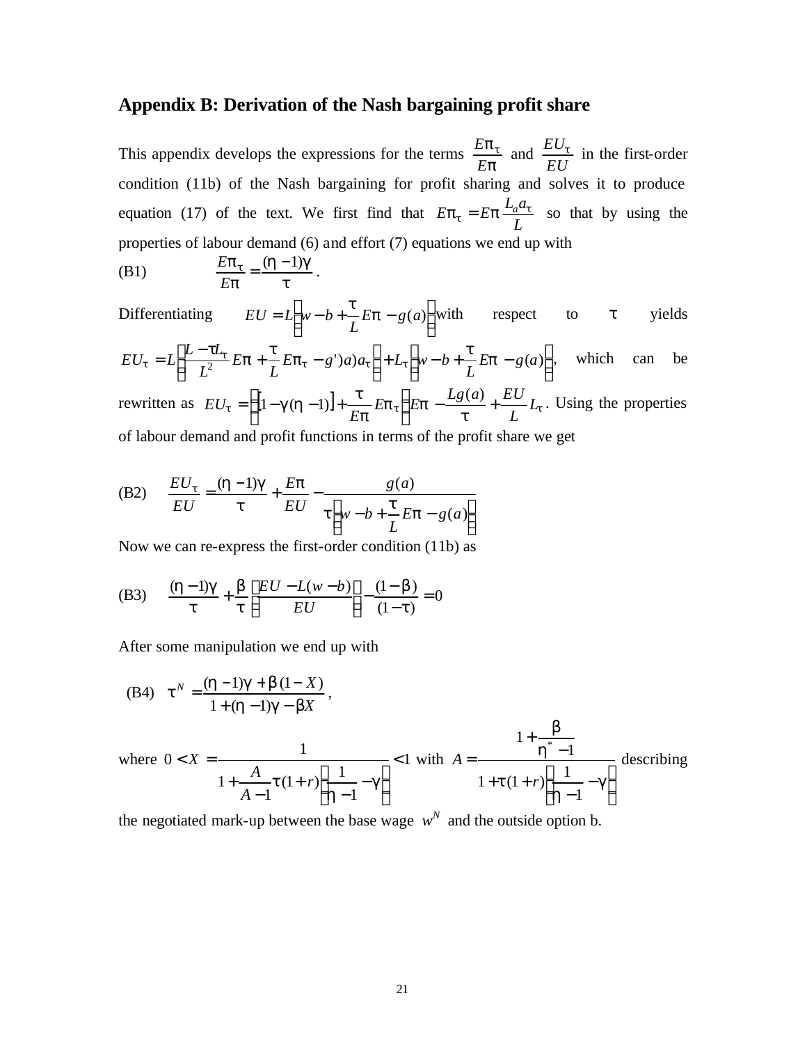## Appendix B: Derivation of the Nash bargaining profit share

This appendix develops the expressions for the terms $\frac{E\pi_\tau}{E\pi}$ and $\frac{EU_\tau}{EU}$ in the first-order condition (11b) of the Nash bargaining for profit sharing and solves it to produce equation (17) of the text. We first find that $E\pi_\tau = E\pi \frac{L_a a_\tau}{L}$ so that by using the properties of labour demand (6) and effort (7) equations we end up with

(B1) $$\frac{E\pi_\tau}{E\pi} = \frac{(\eta - 1)\gamma}{\tau}.$$

Differentiating $EU = L\left(w - b + \frac{\tau}{L}E\pi - g(a)\right)$ with respect to $\tau$ yields $EU_\tau = L\left(\frac{L - \tau L_\tau}{L^2}E\pi + \frac{\tau}{L}E\pi_\tau - g')a)a_\tau\right) + L_\tau\left(w - b + \frac{\tau}{L}E\pi - g(a)\right)$, which can be rewritten as $EU_\tau = \left\{[1 - \gamma(\eta - 1)] + \frac{\tau}{E\pi}E\pi_\tau\right\}E\pi - \frac{Lg(a)}{\tau} + \frac{EU}{L}L_\tau$. Using the properties of labour demand and profit functions in terms of the profit share we get

(B2) $$\frac{EU_\tau}{EU} = \frac{(\eta - 1)\gamma}{\tau} + \frac{E\pi}{EU} - \frac{g(a)}{\tau\left(w - b + \frac{\tau}{L}E\pi - g(a)\right)}$$

Now we can re-express the first-order condition (11b) as

(B3) $$\frac{(\eta - 1)\gamma}{\tau} + \frac{\beta}{\tau}\left(\frac{EU - L(w - b)}{EU}\right) - \frac{(1 - \beta)}{(1 - \tau)} = 0$$

After some manipulation we end up with

(B4) $$\tau^N = \frac{(\eta - 1)\gamma + \beta(1 - X)}{1 + (\eta - 1)\gamma - \beta X},$$

where $0 < X = \frac{1}{1 + \frac{A}{A - 1}\tau(1 + r)\left(\frac{1}{\eta - 1} - \gamma\right)} < 1$ with $A = \frac{1 + \frac{\beta}{\eta^* - 1}}{1 + \tau(1 + r)\left(\frac{1}{\eta - 1} - \gamma\right)}$ describing the negotiated mark-up between the base wage $w^N$ and the outside option b.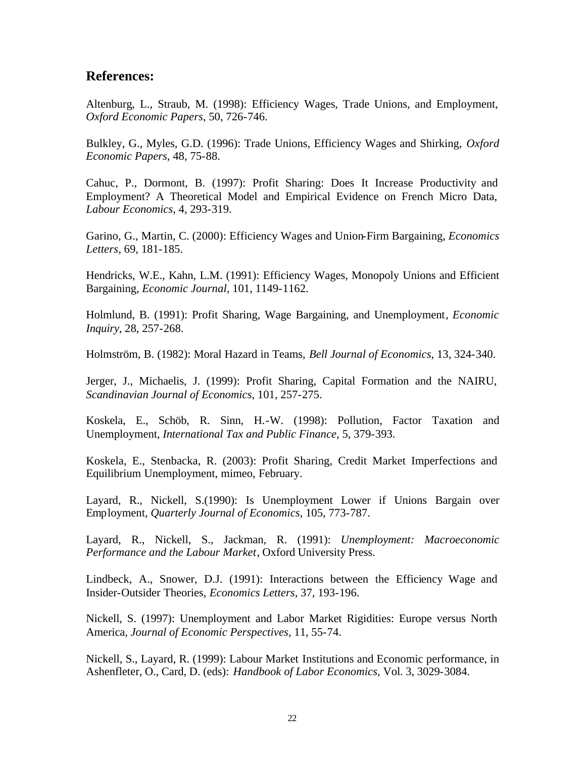## References:

Altenburg, L., Straub, M. (1998): Efficiency Wages, Trade Unions, and Employment, *Oxford Economic Papers*, 50, 726-746.

Bulkley, G., Myles, G.D. (1996): Trade Unions, Efficiency Wages and Shirking, *Oxford Economic Papers*, 48, 75-88.

Cahuc, P., Dormont, B. (1997): Profit Sharing: Does It Increase Productivity and Employment? A Theoretical Model and Empirical Evidence on French Micro Data, *Labour Economics*, 4, 293-319.

Garino, G., Martin, C. (2000): Efficiency Wages and Union-Firm Bargaining, *Economics Letters*, 69, 181-185.

Hendricks, W.E., Kahn, L.M. (1991): Efficiency Wages, Monopoly Unions and Efficient Bargaining, *Economic Journal*, 101, 1149-1162.

Holmlund, B. (1991): Profit Sharing, Wage Bargaining, and Unemployment, *Economic Inquiry*, 28, 257-268.

Holmström, B. (1982): Moral Hazard in Teams, *Bell Journal of Economics*, 13, 324-340.

Jerger, J., Michaelis, J. (1999): Profit Sharing, Capital Formation and the NAIRU, *Scandinavian Journal of Economics*, 101, 257-275.

Koskela, E., Schöb, R. Sinn, H.-W. (1998): Pollution, Factor Taxation and Unemployment, *International Tax and Public Finance*, 5, 379-393.

Koskela, E., Stenbacka, R. (2003): Profit Sharing, Credit Market Imperfections and Equilibrium Unemployment, mimeo, February.

Layard, R., Nickell, S.(1990): Is Unemployment Lower if Unions Bargain over Employment, *Quarterly Journal of Economics*, 105, 773-787.

Layard, R., Nickell, S., Jackman, R. (1991): *Unemployment: Macroeconomic Performance and the Labour Market*, Oxford University Press.

Lindbeck, A., Snower, D.J. (1991): Interactions between the Efficiency Wage and Insider-Outsider Theories, *Economics Letters*, 37, 193-196.

Nickell, S. (1997): Unemployment and Labor Market Rigidities: Europe versus North America, *Journal of Economic Perspectives*, 11, 55-74.

Nickell, S., Layard, R. (1999): Labour Market Institutions and Economic performance, in Ashenfleter, O., Card, D. (eds): *Handbook of Labor Economics,* Vol. 3, 3029-3084.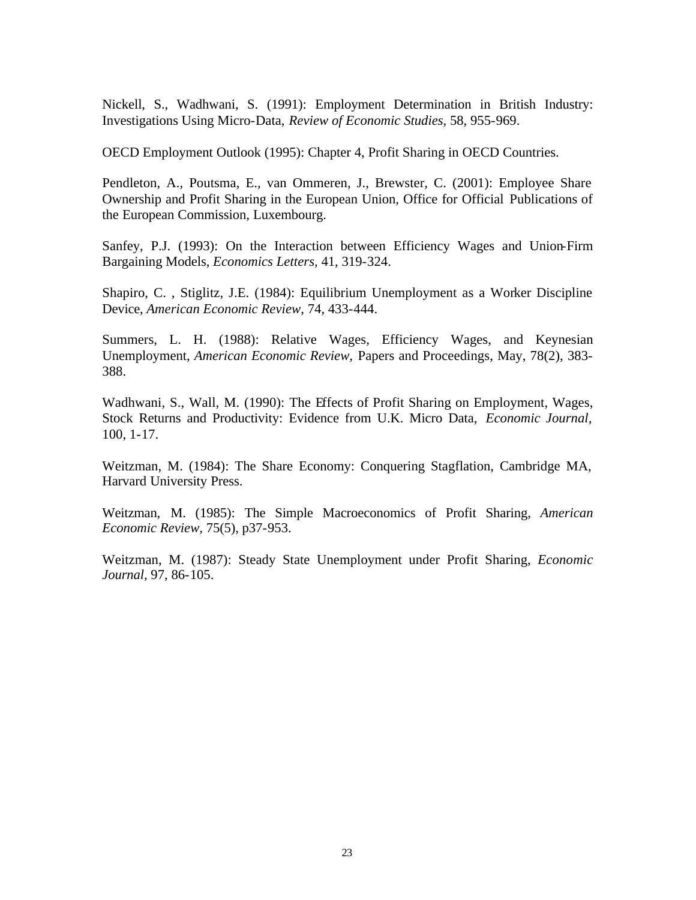Nickell, S., Wadhwani, S. (1991): Employment Determination in British Industry: Investigations Using Micro-Data, *Review of Economic Studies*, 58, 955-969.

OECD Employment Outlook (1995): Chapter 4, Profit Sharing in OECD Countries.

Pendleton, A., Poutsma, E., van Ommeren, J., Brewster, C. (2001): Employee Share Ownership and Profit Sharing in the European Union, Office for Official Publications of the European Commission, Luxembourg.

Sanfey, P.J. (1993): On the Interaction between Efficiency Wages and Union-Firm Bargaining Models, *Economics Letters*, 41, 319-324.

Shapiro, C. , Stiglitz, J.E. (1984): Equilibrium Unemployment as a Worker Discipline Device, *American Economic Review*, 74, 433-444.

Summers, L. H. (1988): Relative Wages, Efficiency Wages, and Keynesian Unemployment, *American Economic Review*, Papers and Proceedings, May, 78(2), 383-388.

Wadhwani, S., Wall, M. (1990): The Effects of Profit Sharing on Employment, Wages, Stock Returns and Productivity: Evidence from U.K. Micro Data, *Economic Journal*, 100, 1-17.

Weitzman, M. (1984): The Share Economy: Conquering Stagflation, Cambridge MA, Harvard University Press.

Weitzman, M. (1985): The Simple Macroeconomics of Profit Sharing, *American Economic Review*, 75(5), p37-953.

Weitzman, M. (1987): Steady State Unemployment under Profit Sharing, *Economic Journal*, 97, 86-105.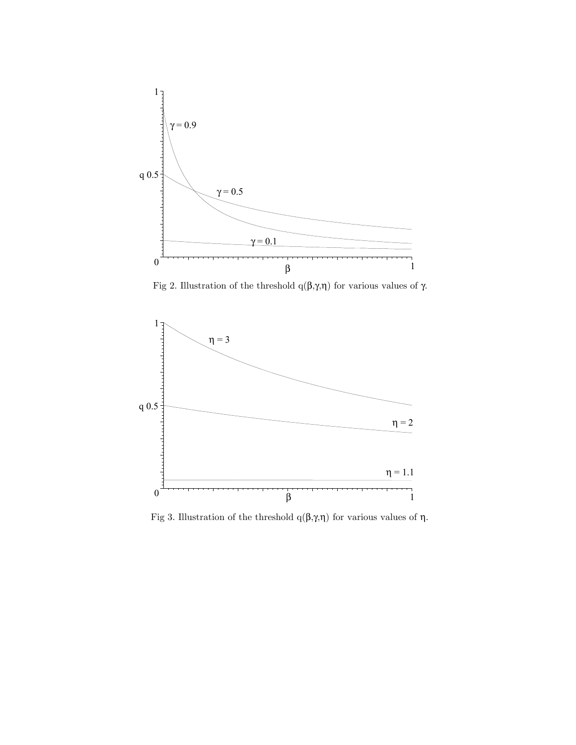Fig 2. Illustration of the threshold $q(\beta,\gamma,\eta)$ for various values of $\gamma$.

Fig 3. Illustration of the threshold $q(\beta,\gamma,\eta)$ for various values of $\eta$.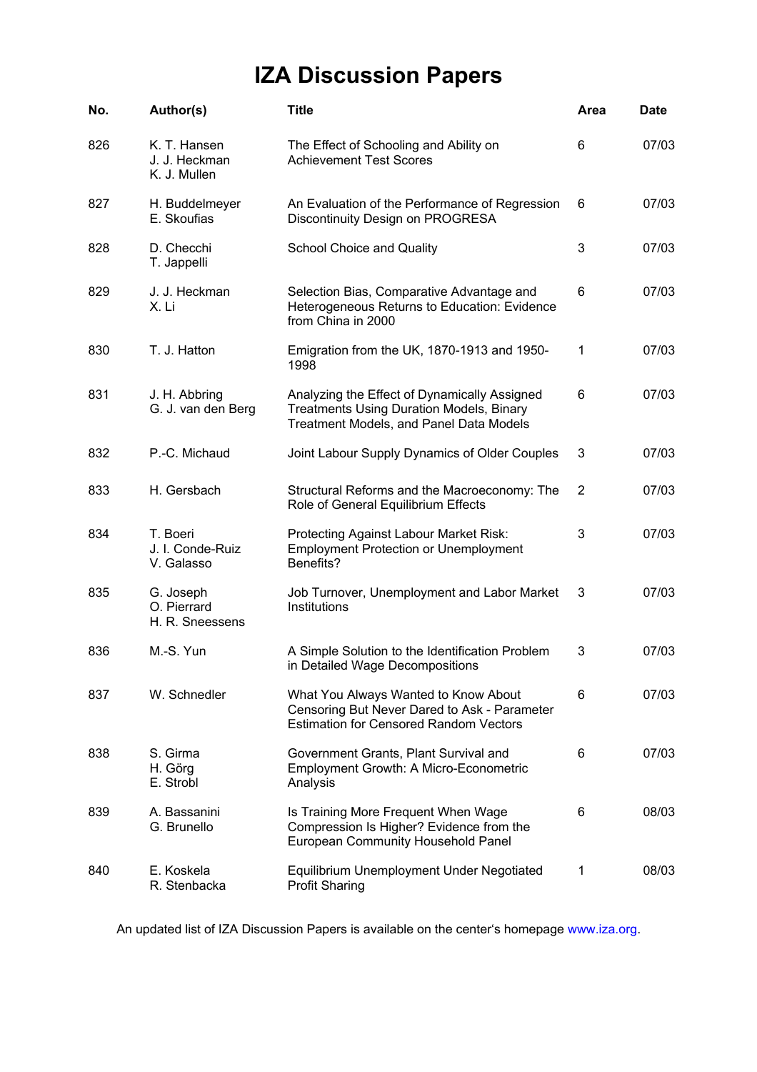# IZA Discussion Papers

| No. | Author(s) | Title | Area | Date |
|---|---|---|---|---|
| 826 | K. T. Hansen<br>J. J. Heckman<br>K. J. Mullen | The Effect of Schooling and Ability on Achievement Test Scores | 6 | 07/03 |
| 827 | H. Buddelmeyer<br>E. Skoufias | An Evaluation of the Performance of Regression Discontinuity Design on PROGRESA | 6 | 07/03 |
| 828 | D. Checchi<br>T. Jappelli | School Choice and Quality | 3 | 07/03 |
| 829 | J. J. Heckman<br>X. Li | Selection Bias, Comparative Advantage and Heterogeneous Returns to Education: Evidence from China in 2000 | 6 | 07/03 |
| 830 | T. J. Hatton | Emigration from the UK, 1870-1913 and 1950-1998 | 1 | 07/03 |
| 831 | J. H. Abbring<br>G. J. van den Berg | Analyzing the Effect of Dynamically Assigned Treatments Using Duration Models, Binary Treatment Models, and Panel Data Models | 6 | 07/03 |
| 832 | P.-C. Michaud | Joint Labour Supply Dynamics of Older Couples | 3 | 07/03 |
| 833 | H. Gersbach | Structural Reforms and the Macroeconomy: The Role of General Equilibrium Effects | 2 | 07/03 |
| 834 | T. Boeri<br>J. I. Conde-Ruiz<br>V. Galasso | Protecting Against Labour Market Risk: Employment Protection or Unemployment Benefits? | 3 | 07/03 |
| 835 | G. Joseph<br>O. Pierrard<br>H. R. Sneessens | Job Turnover, Unemployment and Labor Market Institutions | 3 | 07/03 |
| 836 | M.-S. Yun | A Simple Solution to the Identification Problem in Detailed Wage Decompositions | 3 | 07/03 |
| 837 | W. Schnedler | What You Always Wanted to Know About Censoring But Never Dared to Ask - Parameter Estimation for Censored Random Vectors | 6 | 07/03 |
| 838 | S. Girma<br>H. Görg<br>E. Strobl | Government Grants, Plant Survival and Employment Growth: A Micro-Econometric Analysis | 6 | 07/03 |
| 839 | A. Bassanini<br>G. Brunello | Is Training More Frequent When Wage Compression Is Higher? Evidence from the European Community Household Panel | 6 | 08/03 |
| 840 | E. Koskela<br>R. Stenbacka | Equilibrium Unemployment Under Negotiated Profit Sharing | 1 | 08/03 |

An updated list of IZA Discussion Papers is available on the center's homepage www.iza.org.